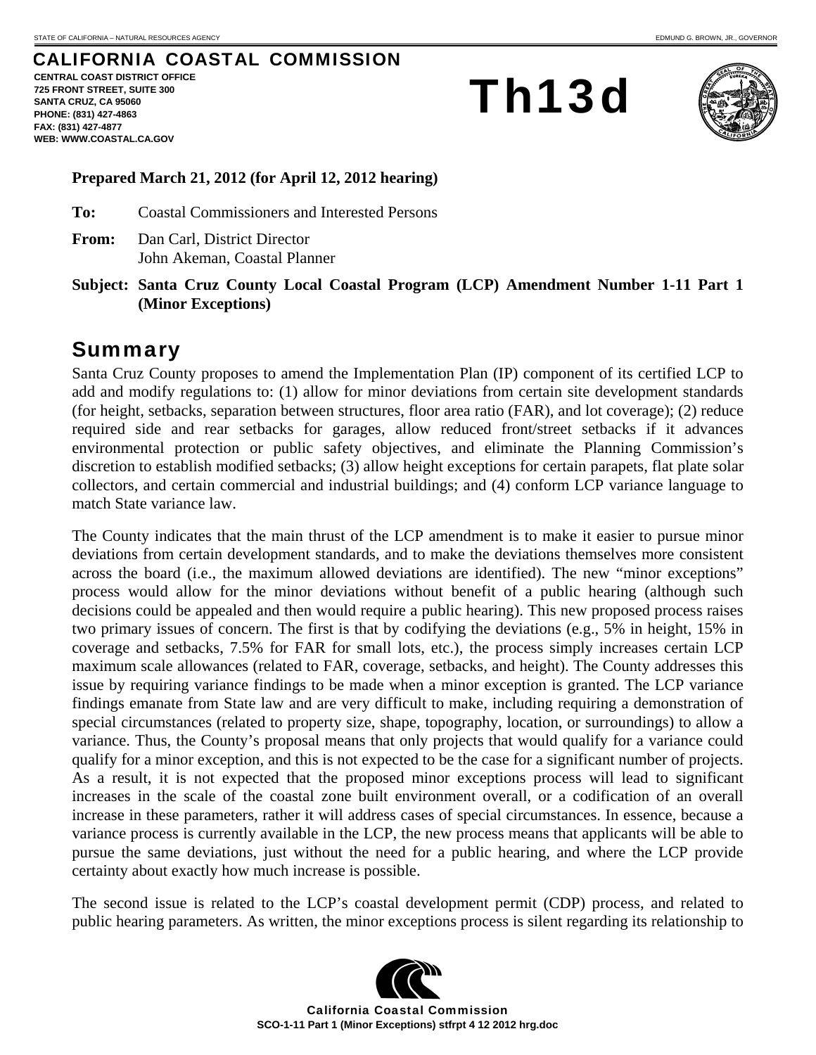STATE OF CALIFORNIA – NATURAL RESOURCES AGENCY EDMUND G. BROWN, JR., GOVERNOR

# CALIFORNIA COASTAL COMMISSION

**CENTRAL COAST DISTRICT OFFICE**
**725 FRONT STREET, SUITE 300**
**SANTA CRUZ, CA 95060**
**PHONE: (831) 427-4863**
**FAX: (831) 427-4877**
**WEB: WWW.COASTAL.CA.GOV**

# Th13d

**Prepared March 21, 2012 (for April 12, 2012 hearing)**

**To:** Coastal Commissioners and Interested Persons

**From:** Dan Carl, District Director
John Akeman, Coastal Planner

**Subject: Santa Cruz County Local Coastal Program (LCP) Amendment Number 1-11 Part 1 (Minor Exceptions)**

## Summary

Santa Cruz County proposes to amend the Implementation Plan (IP) component of its certified LCP to add and modify regulations to: (1) allow for minor deviations from certain site development standards (for height, setbacks, separation between structures, floor area ratio (FAR), and lot coverage); (2) reduce required side and rear setbacks for garages, allow reduced front/street setbacks if it advances environmental protection or public safety objectives, and eliminate the Planning Commission's discretion to establish modified setbacks; (3) allow height exceptions for certain parapets, flat plate solar collectors, and certain commercial and industrial buildings; and (4) conform LCP variance language to match State variance law.

The County indicates that the main thrust of the LCP amendment is to make it easier to pursue minor deviations from certain development standards, and to make the deviations themselves more consistent across the board (i.e., the maximum allowed deviations are identified). The new "minor exceptions" process would allow for the minor deviations without benefit of a public hearing (although such decisions could be appealed and then would require a public hearing). This new proposed process raises two primary issues of concern. The first is that by codifying the deviations (e.g., 5% in height, 15% in coverage and setbacks, 7.5% for FAR for small lots, etc.), the process simply increases certain LCP maximum scale allowances (related to FAR, coverage, setbacks, and height). The County addresses this issue by requiring variance findings to be made when a minor exception is granted. The LCP variance findings emanate from State law and are very difficult to make, including requiring a demonstration of special circumstances (related to property size, shape, topography, location, or surroundings) to allow a variance. Thus, the County's proposal means that only projects that would qualify for a variance could qualify for a minor exception, and this is not expected to be the case for a significant number of projects. As a result, it is not expected that the proposed minor exceptions process will lead to significant increases in the scale of the coastal zone built environment overall, or a codification of an overall increase in these parameters, rather it will address cases of special circumstances. In essence, because a variance process is currently available in the LCP, the new process means that applicants will be able to pursue the same deviations, just without the need for a public hearing, and where the LCP provide certainty about exactly how much increase is possible.

The second issue is related to the LCP's coastal development permit (CDP) process, and related to public hearing parameters. As written, the minor exceptions process is silent regarding its relationship to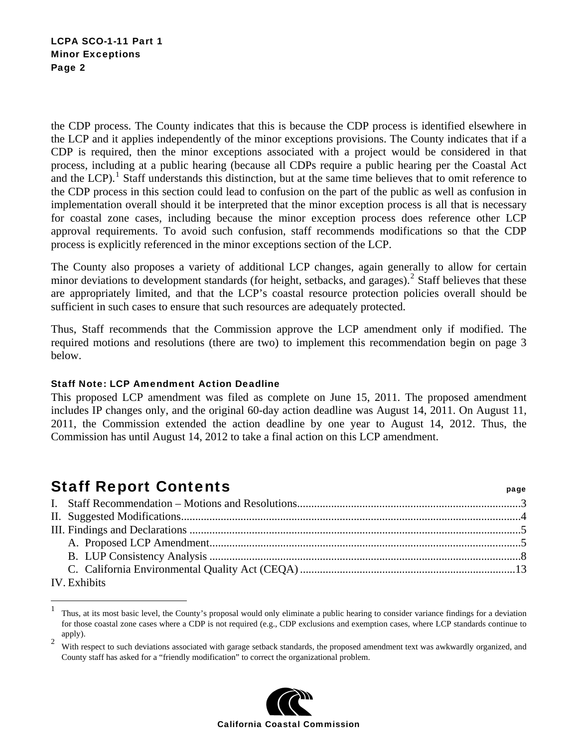the CDP process. The County indicates that this is because the CDP process is identified elsewhere in the LCP and it applies independently of the minor exceptions provisions. The County indicates that if a CDP is required, then the minor exceptions associated with a project would be considered in that process, including at a public hearing (because all CDPs require a public hearing per the Coastal Act and the LCP).[1] Staff understands this distinction, but at the same time believes that to omit reference to the CDP process in this section could lead to confusion on the part of the public as well as confusion in implementation overall should it be interpreted that the minor exception process is all that is necessary for coastal zone cases, including because the minor exception process does reference other LCP approval requirements. To avoid such confusion, staff recommends modifications so that the CDP process is explicitly referenced in the minor exceptions section of the LCP.

The County also proposes a variety of additional LCP changes, again generally to allow for certain minor deviations to development standards (for height, setbacks, and garages).[2] Staff believes that these are appropriately limited, and that the LCP's coastal resource protection policies overall should be sufficient in such cases to ensure that such resources are adequately protected.

Thus, Staff recommends that the Commission approve the LCP amendment only if modified. The required motions and resolutions (there are two) to implement this recommendation begin on page 3 below.

#### Staff Note: LCP Amendment Action Deadline

This proposed LCP amendment was filed as complete on June 15, 2011. The proposed amendment includes IP changes only, and the original 60-day action deadline was August 14, 2011. On August 11, 2011, the Commission extended the action deadline by one year to August 14, 2012. Thus, the Commission has until August 14, 2012 to take a final action on this LCP amendment.

## Staff Report Contents

| | page |
|---|---|
| I. Staff Recommendation – Motions and Resolutions | 3 |
| II. Suggested Modifications | 4 |
| III. Findings and Declarations | 5 |
| A. Proposed LCP Amendment | 5 |
| B. LUP Consistency Analysis | 8 |
| C. California Environmental Quality Act (CEQA) | 13 |
| IV. Exhibits | |

---

[1] Thus, at its most basic level, the County's proposal would only eliminate a public hearing to consider variance findings for a deviation for those coastal zone cases where a CDP is not required (e.g., CDP exclusions and exemption cases, where LCP standards continue to apply).

[2] With respect to such deviations associated with garage setback standards, the proposed amendment text was awkwardly organized, and County staff has asked for a "friendly modification" to correct the organizational problem.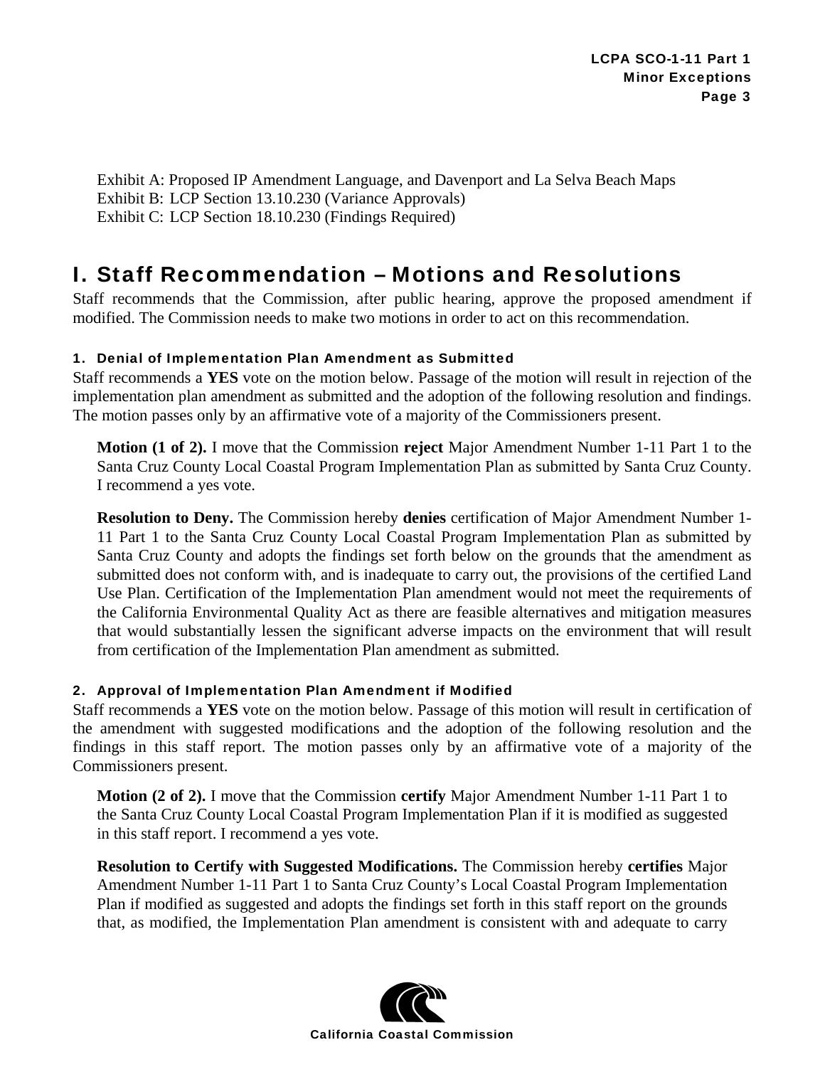Exhibit A: Proposed IP Amendment Language, and Davenport and La Selva Beach Maps
Exhibit B: LCP Section 13.10.230 (Variance Approvals)
Exhibit C: LCP Section 18.10.230 (Findings Required)

# I. Staff Recommendation – Motions and Resolutions

Staff recommends that the Commission, after public hearing, approve the proposed amendment if modified. The Commission needs to make two motions in order to act on this recommendation.

### 1. Denial of Implementation Plan Amendment as Submitted

Staff recommends a **YES** vote on the motion below. Passage of the motion will result in rejection of the implementation plan amendment as submitted and the adoption of the following resolution and findings. The motion passes only by an affirmative vote of a majority of the Commissioners present.

> **Motion (1 of 2).** I move that the Commission **reject** Major Amendment Number 1-11 Part 1 to the Santa Cruz County Local Coastal Program Implementation Plan as submitted by Santa Cruz County. I recommend a yes vote.
>
> **Resolution to Deny.** The Commission hereby **denies** certification of Major Amendment Number 1-11 Part 1 to the Santa Cruz County Local Coastal Program Implementation Plan as submitted by Santa Cruz County and adopts the findings set forth below on the grounds that the amendment as submitted does not conform with, and is inadequate to carry out, the provisions of the certified Land Use Plan. Certification of the Implementation Plan amendment would not meet the requirements of the California Environmental Quality Act as there are feasible alternatives and mitigation measures that would substantially lessen the significant adverse impacts on the environment that will result from certification of the Implementation Plan amendment as submitted.

### 2. Approval of Implementation Plan Amendment if Modified

Staff recommends a **YES** vote on the motion below. Passage of this motion will result in certification of the amendment with suggested modifications and the adoption of the following resolution and the findings in this staff report. The motion passes only by an affirmative vote of a majority of the Commissioners present.

> **Motion (2 of 2).** I move that the Commission **certify** Major Amendment Number 1-11 Part 1 to the Santa Cruz County Local Coastal Program Implementation Plan if it is modified as suggested in this staff report. I recommend a yes vote.
>
> **Resolution to Certify with Suggested Modifications.** The Commission hereby **certifies** Major Amendment Number 1-11 Part 1 to Santa Cruz County's Local Coastal Program Implementation Plan if modified as suggested and adopts the findings set forth in this staff report on the grounds that, as modified, the Implementation Plan amendment is consistent with and adequate to carry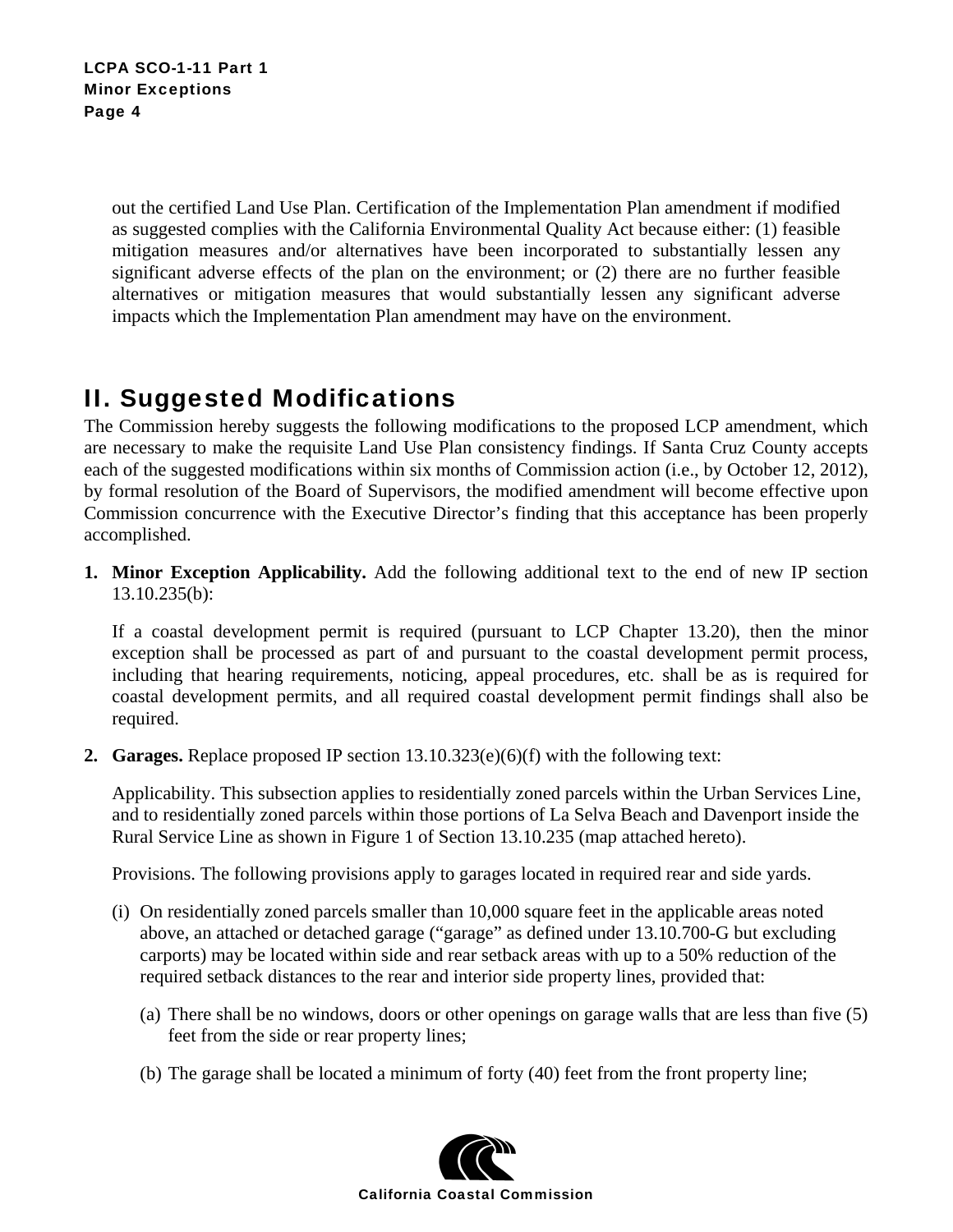out the certified Land Use Plan. Certification of the Implementation Plan amendment if modified as suggested complies with the California Environmental Quality Act because either: (1) feasible mitigation measures and/or alternatives have been incorporated to substantially lessen any significant adverse effects of the plan on the environment; or (2) there are no further feasible alternatives or mitigation measures that would substantially lessen any significant adverse impacts which the Implementation Plan amendment may have on the environment.

## II. Suggested Modifications

The Commission hereby suggests the following modifications to the proposed LCP amendment, which are necessary to make the requisite Land Use Plan consistency findings. If Santa Cruz County accepts each of the suggested modifications within six months of Commission action (i.e., by October 12, 2012), by formal resolution of the Board of Supervisors, the modified amendment will become effective upon Commission concurrence with the Executive Director's finding that this acceptance has been properly accomplished.

1. **Minor Exception Applicability.** Add the following additional text to the end of new IP section 13.10.235(b):

   If a coastal development permit is required (pursuant to LCP Chapter 13.20), then the minor exception shall be processed as part of and pursuant to the coastal development permit process, including that hearing requirements, noticing, appeal procedures, etc. shall be as is required for coastal development permits, and all required coastal development permit findings shall also be required.

2. **Garages.** Replace proposed IP section 13.10.323(e)(6)(f) with the following text:

   Applicability. This subsection applies to residentially zoned parcels within the Urban Services Line, and to residentially zoned parcels within those portions of La Selva Beach and Davenport inside the Rural Service Line as shown in Figure 1 of Section 13.10.235 (map attached hereto).

   Provisions. The following provisions apply to garages located in required rear and side yards.

   (i) On residentially zoned parcels smaller than 10,000 square feet in the applicable areas noted above, an attached or detached garage ("garage" as defined under 13.10.700-G but excluding carports) may be located within side and rear setback areas with up to a 50% reduction of the required setback distances to the rear and interior side property lines, provided that:

   (a) There shall be no windows, doors or other openings on garage walls that are less than five (5) feet from the side or rear property lines;

   (b) The garage shall be located a minimum of forty (40) feet from the front property line;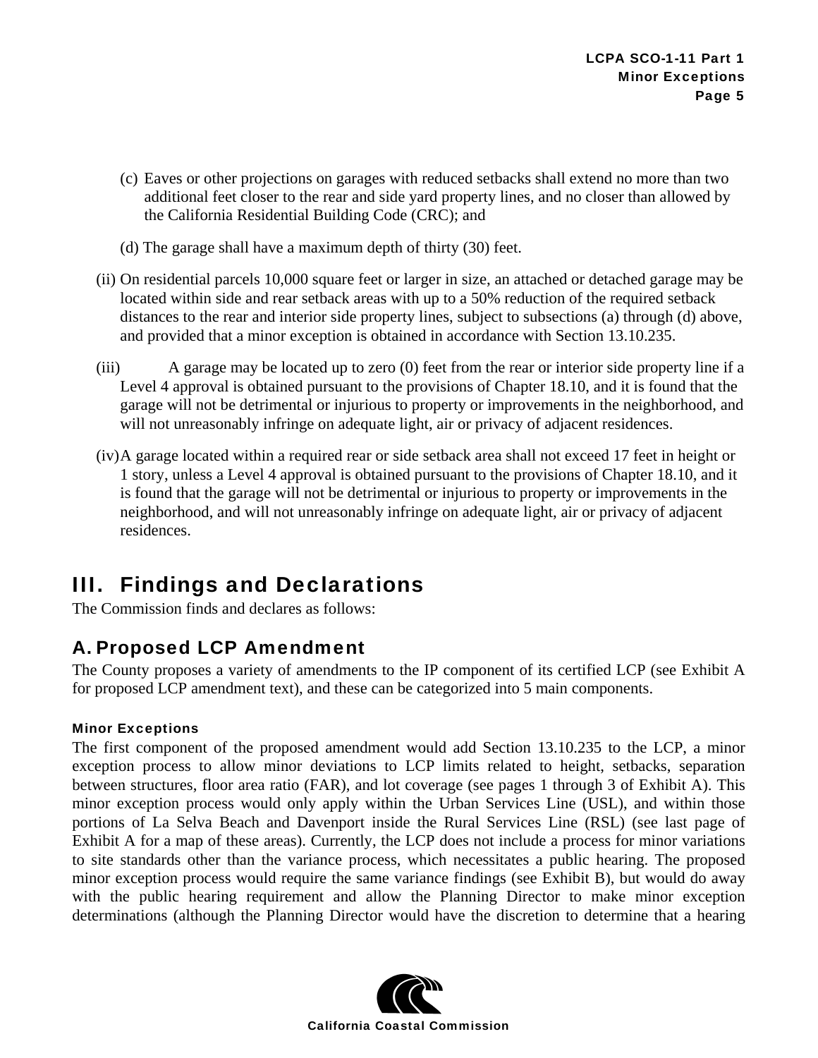(c) Eaves or other projections on garages with reduced setbacks shall extend no more than two additional feet closer to the rear and side yard property lines, and no closer than allowed by the California Residential Building Code (CRC); and

(d) The garage shall have a maximum depth of thirty (30) feet.

(ii) On residential parcels 10,000 square feet or larger in size, an attached or detached garage may be located within side and rear setback areas with up to a 50% reduction of the required setback distances to the rear and interior side property lines, subject to subsections (a) through (d) above, and provided that a minor exception is obtained in accordance with Section 13.10.235.

(iii) A garage may be located up to zero (0) feet from the rear or interior side property line if a Level 4 approval is obtained pursuant to the provisions of Chapter 18.10, and it is found that the garage will not be detrimental or injurious to property or improvements in the neighborhood, and will not unreasonably infringe on adequate light, air or privacy of adjacent residences.

(iv) A garage located within a required rear or side setback area shall not exceed 17 feet in height or 1 story, unless a Level 4 approval is obtained pursuant to the provisions of Chapter 18.10, and it is found that the garage will not be detrimental or injurious to property or improvements in the neighborhood, and will not unreasonably infringe on adequate light, air or privacy of adjacent residences.

# III. Findings and Declarations

The Commission finds and declares as follows:

## A. Proposed LCP Amendment

The County proposes a variety of amendments to the IP component of its certified LCP (see Exhibit A for proposed LCP amendment text), and these can be categorized into 5 main components.

#### Minor Exceptions

The first component of the proposed amendment would add Section 13.10.235 to the LCP, a minor exception process to allow minor deviations to LCP limits related to height, setbacks, separation between structures, floor area ratio (FAR), and lot coverage (see pages 1 through 3 of Exhibit A). This minor exception process would only apply within the Urban Services Line (USL), and within those portions of La Selva Beach and Davenport inside the Rural Services Line (RSL) (see last page of Exhibit A for a map of these areas). Currently, the LCP does not include a process for minor variations to site standards other than the variance process, which necessitates a public hearing. The proposed minor exception process would require the same variance findings (see Exhibit B), but would do away with the public hearing requirement and allow the Planning Director to make minor exception determinations (although the Planning Director would have the discretion to determine that a hearing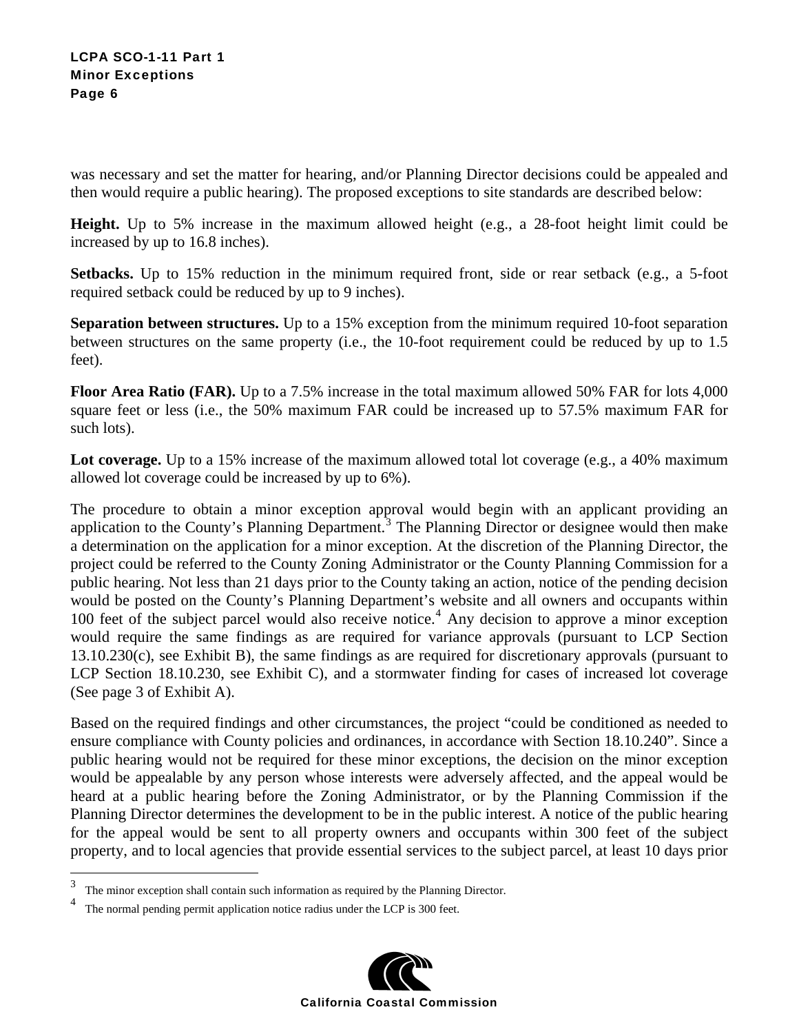was necessary and set the matter for hearing, and/or Planning Director decisions could be appealed and then would require a public hearing). The proposed exceptions to site standards are described below:

**Height.** Up to 5% increase in the maximum allowed height (e.g., a 28-foot height limit could be increased by up to 16.8 inches).

**Setbacks.** Up to 15% reduction in the minimum required front, side or rear setback (e.g., a 5-foot required setback could be reduced by up to 9 inches).

**Separation between structures.** Up to a 15% exception from the minimum required 10-foot separation between structures on the same property (i.e., the 10-foot requirement could be reduced by up to 1.5 feet).

**Floor Area Ratio (FAR).** Up to a 7.5% increase in the total maximum allowed 50% FAR for lots 4,000 square feet or less (i.e., the 50% maximum FAR could be increased up to 57.5% maximum FAR for such lots).

**Lot coverage.** Up to a 15% increase of the maximum allowed total lot coverage (e.g., a 40% maximum allowed lot coverage could be increased by up to 6%).

The procedure to obtain a minor exception approval would begin with an applicant providing an application to the County's Planning Department.[3] The Planning Director or designee would then make a determination on the application for a minor exception. At the discretion of the Planning Director, the project could be referred to the County Zoning Administrator or the County Planning Commission for a public hearing. Not less than 21 days prior to the County taking an action, notice of the pending decision would be posted on the County's Planning Department's website and all owners and occupants within 100 feet of the subject parcel would also receive notice.[4] Any decision to approve a minor exception would require the same findings as are required for variance approvals (pursuant to LCP Section 13.10.230(c), see Exhibit B), the same findings as are required for discretionary approvals (pursuant to LCP Section 18.10.230, see Exhibit C), and a stormwater finding for cases of increased lot coverage (See page 3 of Exhibit A).

Based on the required findings and other circumstances, the project "could be conditioned as needed to ensure compliance with County policies and ordinances, in accordance with Section 18.10.240". Since a public hearing would not be required for these minor exceptions, the decision on the minor exception would be appealable by any person whose interests were adversely affected, and the appeal would be heard at a public hearing before the Zoning Administrator, or by the Planning Commission if the Planning Director determines the development to be in the public interest. A notice of the public hearing for the appeal would be sent to all property owners and occupants within 300 feet of the subject property, and to local agencies that provide essential services to the subject parcel, at least 10 days prior

[3] The minor exception shall contain such information as required by the Planning Director.

[4] The normal pending permit application notice radius under the LCP is 300 feet.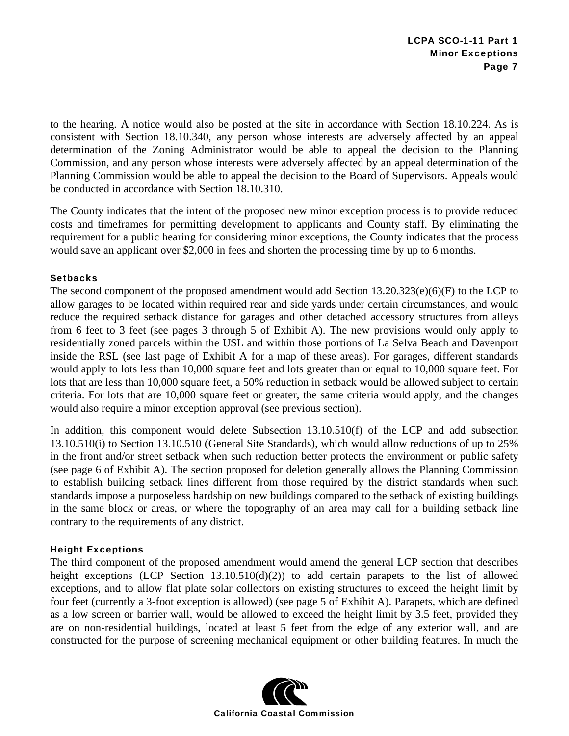to the hearing. A notice would also be posted at the site in accordance with Section 18.10.224. As is consistent with Section 18.10.340, any person whose interests are adversely affected by an appeal determination of the Zoning Administrator would be able to appeal the decision to the Planning Commission, and any person whose interests were adversely affected by an appeal determination of the Planning Commission would be able to appeal the decision to the Board of Supervisors. Appeals would be conducted in accordance with Section 18.10.310.

The County indicates that the intent of the proposed new minor exception process is to provide reduced costs and timeframes for permitting development to applicants and County staff. By eliminating the requirement for a public hearing for considering minor exceptions, the County indicates that the process would save an applicant over $2,000 in fees and shorten the processing time by up to 6 months.

#### Setbacks

The second component of the proposed amendment would add Section 13.20.323(e)(6)(F) to the LCP to allow garages to be located within required rear and side yards under certain circumstances, and would reduce the required setback distance for garages and other detached accessory structures from alleys from 6 feet to 3 feet (see pages 3 through 5 of Exhibit A). The new provisions would only apply to residentially zoned parcels within the USL and within those portions of La Selva Beach and Davenport inside the RSL (see last page of Exhibit A for a map of these areas). For garages, different standards would apply to lots less than 10,000 square feet and lots greater than or equal to 10,000 square feet. For lots that are less than 10,000 square feet, a 50% reduction in setback would be allowed subject to certain criteria. For lots that are 10,000 square feet or greater, the same criteria would apply, and the changes would also require a minor exception approval (see previous section).

In addition, this component would delete Subsection 13.10.510(f) of the LCP and add subsection 13.10.510(i) to Section 13.10.510 (General Site Standards), which would allow reductions of up to 25% in the front and/or street setback when such reduction better protects the environment or public safety (see page 6 of Exhibit A). The section proposed for deletion generally allows the Planning Commission to establish building setback lines different from those required by the district standards when such standards impose a purposeless hardship on new buildings compared to the setback of existing buildings in the same block or areas, or where the topography of an area may call for a building setback line contrary to the requirements of any district.

#### Height Exceptions

The third component of the proposed amendment would amend the general LCP section that describes height exceptions (LCP Section 13.10.510(d)(2)) to add certain parapets to the list of allowed exceptions, and to allow flat plate solar collectors on existing structures to exceed the height limit by four feet (currently a 3-foot exception is allowed) (see page 5 of Exhibit A). Parapets, which are defined as a low screen or barrier wall, would be allowed to exceed the height limit by 3.5 feet, provided they are on non-residential buildings, located at least 5 feet from the edge of any exterior wall, and are constructed for the purpose of screening mechanical equipment or other building features. In much the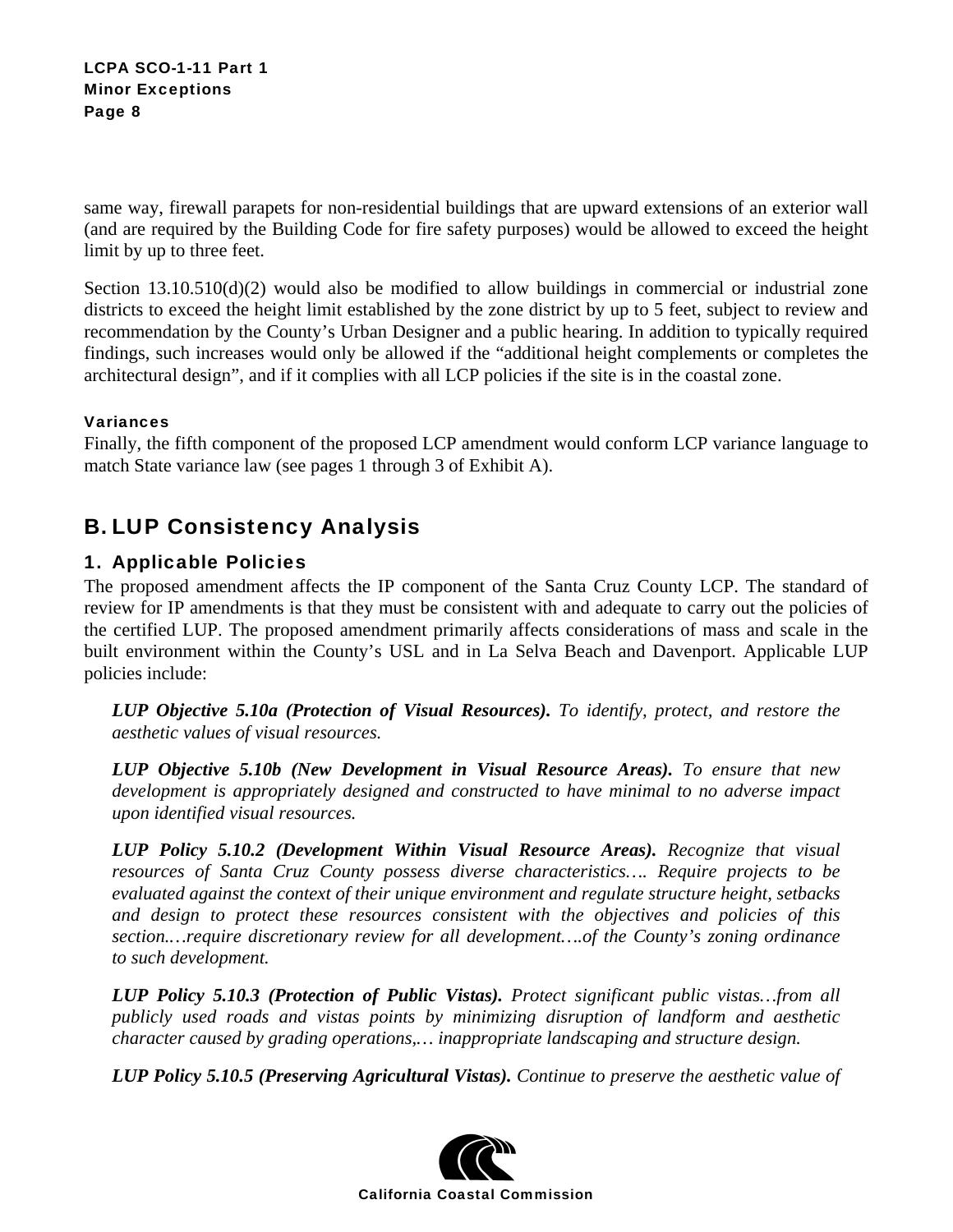same way, firewall parapets for non-residential buildings that are upward extensions of an exterior wall (and are required by the Building Code for fire safety purposes) would be allowed to exceed the height limit by up to three feet.

Section 13.10.510(d)(2) would also be modified to allow buildings in commercial or industrial zone districts to exceed the height limit established by the zone district by up to 5 feet, subject to review and recommendation by the County's Urban Designer and a public hearing. In addition to typically required findings, such increases would only be allowed if the "additional height complements or completes the architectural design", and if it complies with all LCP policies if the site is in the coastal zone.

#### Variances

Finally, the fifth component of the proposed LCP amendment would conform LCP variance language to match State variance law (see pages 1 through 3 of Exhibit A).

## B. LUP Consistency Analysis

### 1. Applicable Policies

The proposed amendment affects the IP component of the Santa Cruz County LCP. The standard of review for IP amendments is that they must be consistent with and adequate to carry out the policies of the certified LUP. The proposed amendment primarily affects considerations of mass and scale in the built environment within the County's USL and in La Selva Beach and Davenport. Applicable LUP policies include:

> ***LUP Objective 5.10a (Protection of Visual Resources).*** *To identify, protect, and restore the aesthetic values of visual resources.*
>
> ***LUP Objective 5.10b (New Development in Visual Resource Areas).*** *To ensure that new development is appropriately designed and constructed to have minimal to no adverse impact upon identified visual resources.*
>
> ***LUP Policy 5.10.2 (Development Within Visual Resource Areas).*** *Recognize that visual resources of Santa Cruz County possess diverse characteristics…. Require projects to be evaluated against the context of their unique environment and regulate structure height, setbacks and design to protect these resources consistent with the objectives and policies of this section.…require discretionary review for all development….of the County's zoning ordinance to such development.*
>
> ***LUP Policy 5.10.3 (Protection of Public Vistas).*** *Protect significant public vistas…from all publicly used roads and vistas points by minimizing disruption of landform and aesthetic character caused by grading operations,… inappropriate landscaping and structure design.*
>
> ***LUP Policy 5.10.5 (Preserving Agricultural Vistas).*** *Continue to preserve the aesthetic value of*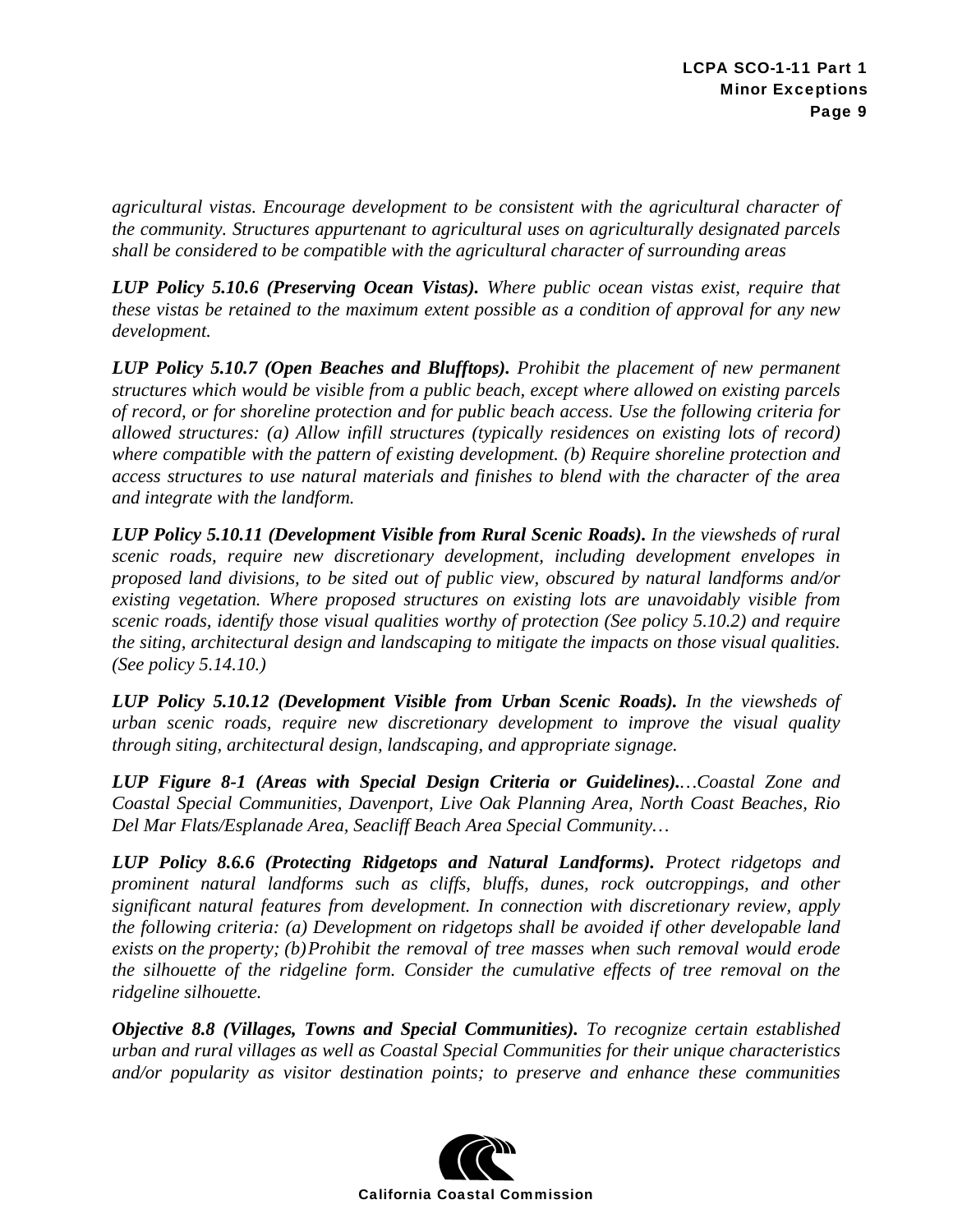*agricultural vistas. Encourage development to be consistent with the agricultural character of the community. Structures appurtenant to agricultural uses on agriculturally designated parcels shall be considered to be compatible with the agricultural character of surrounding areas*

***LUP Policy 5.10.6 (Preserving Ocean Vistas).*** *Where public ocean vistas exist, require that these vistas be retained to the maximum extent possible as a condition of approval for any new development.*

***LUP Policy 5.10.7 (Open Beaches and Blufftops).*** *Prohibit the placement of new permanent structures which would be visible from a public beach, except where allowed on existing parcels of record, or for shoreline protection and for public beach access. Use the following criteria for allowed structures: (a) Allow infill structures (typically residences on existing lots of record) where compatible with the pattern of existing development. (b) Require shoreline protection and access structures to use natural materials and finishes to blend with the character of the area and integrate with the landform.*

***LUP Policy 5.10.11 (Development Visible from Rural Scenic Roads).*** *In the viewsheds of rural scenic roads, require new discretionary development, including development envelopes in proposed land divisions, to be sited out of public view, obscured by natural landforms and/or existing vegetation. Where proposed structures on existing lots are unavoidably visible from scenic roads, identify those visual qualities worthy of protection (See policy 5.10.2) and require the siting, architectural design and landscaping to mitigate the impacts on those visual qualities. (See policy 5.14.10.)*

***LUP Policy 5.10.12 (Development Visible from Urban Scenic Roads).*** *In the viewsheds of urban scenic roads, require new discretionary development to improve the visual quality through siting, architectural design, landscaping, and appropriate signage.*

***LUP Figure 8-1 (Areas with Special Design Criteria or Guidelines).****…Coastal Zone and Coastal Special Communities, Davenport, Live Oak Planning Area, North Coast Beaches, Rio Del Mar Flats/Esplanade Area, Seacliff Beach Area Special Community…*

***LUP Policy 8.6.6 (Protecting Ridgetops and Natural Landforms).*** *Protect ridgetops and prominent natural landforms such as cliffs, bluffs, dunes, rock outcroppings, and other significant natural features from development. In connection with discretionary review, apply the following criteria: (a) Development on ridgetops shall be avoided if other developable land exists on the property; (b) Prohibit the removal of tree masses when such removal would erode the silhouette of the ridgeline form. Consider the cumulative effects of tree removal on the ridgeline silhouette.*

***Objective 8.8 (Villages, Towns and Special Communities).*** *To recognize certain established urban and rural villages as well as Coastal Special Communities for their unique characteristics and/or popularity as visitor destination points; to preserve and enhance these communities*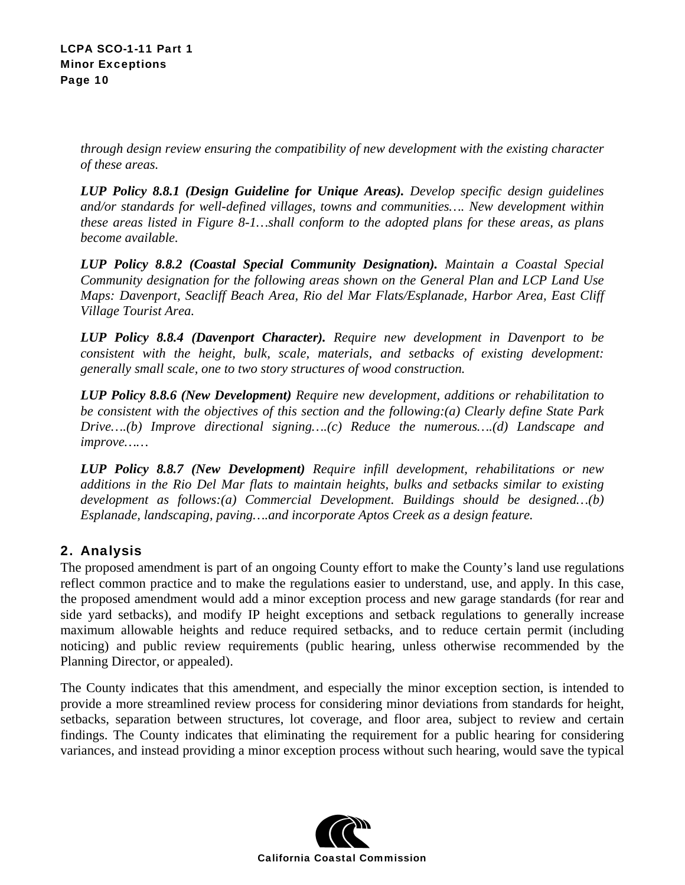*through design review ensuring the compatibility of new development with the existing character of these areas.*

***LUP Policy 8.8.1 (Design Guideline for Unique Areas).*** *Develop specific design guidelines and/or standards for well-defined villages, towns and communities…. New development within these areas listed in Figure 8-1…shall conform to the adopted plans for these areas, as plans become available.*

***LUP Policy 8.8.2 (Coastal Special Community Designation).*** *Maintain a Coastal Special Community designation for the following areas shown on the General Plan and LCP Land Use Maps: Davenport, Seacliff Beach Area, Rio del Mar Flats/Esplanade, Harbor Area, East Cliff Village Tourist Area.*

***LUP Policy 8.8.4 (Davenport Character).*** *Require new development in Davenport to be consistent with the height, bulk, scale, materials, and setbacks of existing development: generally small scale, one to two story structures of wood construction.*

***LUP Policy 8.8.6 (New Development)*** *Require new development, additions or rehabilitation to be consistent with the objectives of this section and the following:(a) Clearly define State Park Drive….(b) Improve directional signing….(c) Reduce the numerous….(d) Landscape and improve.….*

***LUP Policy 8.8.7 (New Development)*** *Require infill development, rehabilitations or new additions in the Rio Del Mar flats to maintain heights, bulks and setbacks similar to existing development as follows:(a) Commercial Development. Buildings should be designed…(b) Esplanade, landscaping, paving….and incorporate Aptos Creek as a design feature.*

## 2. Analysis

The proposed amendment is part of an ongoing County effort to make the County's land use regulations reflect common practice and to make the regulations easier to understand, use, and apply. In this case, the proposed amendment would add a minor exception process and new garage standards (for rear and side yard setbacks), and modify IP height exceptions and setback regulations to generally increase maximum allowable heights and reduce required setbacks, and to reduce certain permit (including noticing) and public review requirements (public hearing, unless otherwise recommended by the Planning Director, or appealed).

The County indicates that this amendment, and especially the minor exception section, is intended to provide a more streamlined review process for considering minor deviations from standards for height, setbacks, separation between structures, lot coverage, and floor area, subject to review and certain findings. The County indicates that eliminating the requirement for a public hearing for considering variances, and instead providing a minor exception process without such hearing, would save the typical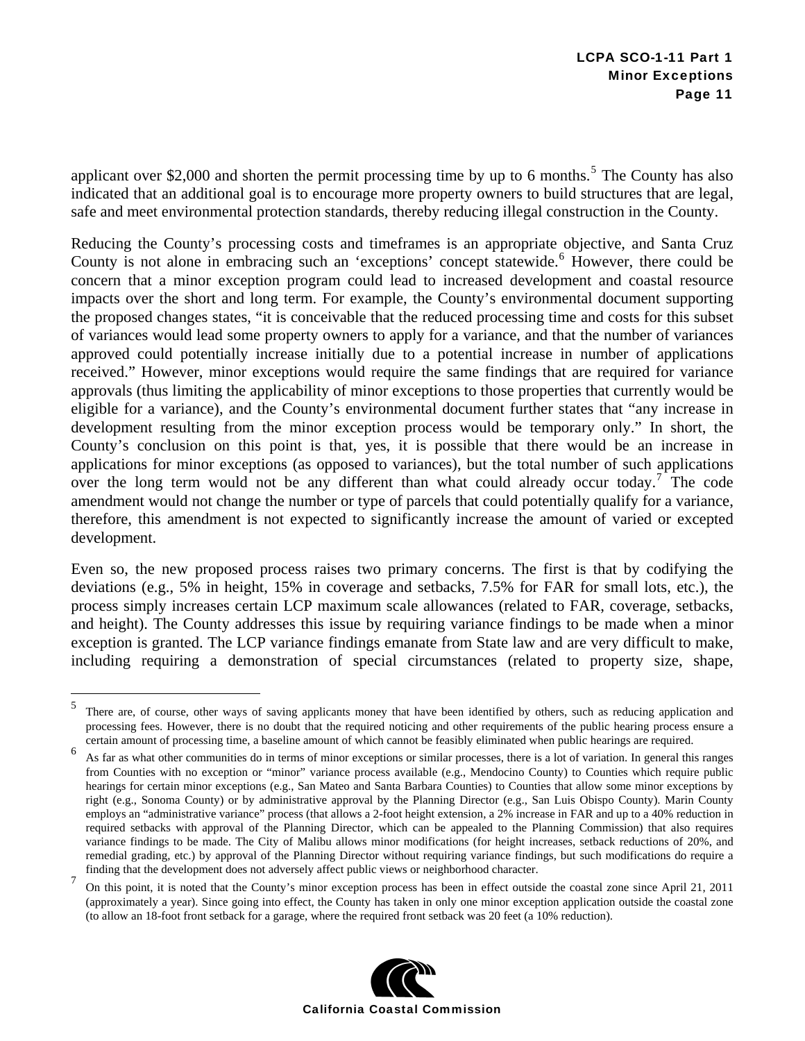applicant over $2,000 and shorten the permit processing time by up to 6 months.[5] The County has also indicated that an additional goal is to encourage more property owners to build structures that are legal, safe and meet environmental protection standards, thereby reducing illegal construction in the County.

Reducing the County's processing costs and timeframes is an appropriate objective, and Santa Cruz County is not alone in embracing such an 'exceptions' concept statewide.[6] However, there could be concern that a minor exception program could lead to increased development and coastal resource impacts over the short and long term. For example, the County's environmental document supporting the proposed changes states, "it is conceivable that the reduced processing time and costs for this subset of variances would lead some property owners to apply for a variance, and that the number of variances approved could potentially increase initially due to a potential increase in number of applications received." However, minor exceptions would require the same findings that are required for variance approvals (thus limiting the applicability of minor exceptions to those properties that currently would be eligible for a variance), and the County's environmental document further states that "any increase in development resulting from the minor exception process would be temporary only." In short, the County's conclusion on this point is that, yes, it is possible that there would be an increase in applications for minor exceptions (as opposed to variances), but the total number of such applications over the long term would not be any different than what could already occur today.[7] The code amendment would not change the number or type of parcels that could potentially qualify for a variance, therefore, this amendment is not expected to significantly increase the amount of varied or excepted development.

Even so, the new proposed process raises two primary concerns. The first is that by codifying the deviations (e.g., 5% in height, 15% in coverage and setbacks, 7.5% for FAR for small lots, etc.), the process simply increases certain LCP maximum scale allowances (related to FAR, coverage, setbacks, and height). The County addresses this issue by requiring variance findings to be made when a minor exception is granted. The LCP variance findings emanate from State law and are very difficult to make, including requiring a demonstration of special circumstances (related to property size, shape,

---

[5] There are, of course, other ways of saving applicants money that have been identified by others, such as reducing application and processing fees. However, there is no doubt that the required noticing and other requirements of the public hearing process ensure a certain amount of processing time, a baseline amount of which cannot be feasibly eliminated when public hearings are required.

[6] As far as what other communities do in terms of minor exceptions or similar processes, there is a lot of variation. In general this ranges from Counties with no exception or "minor" variance process available (e.g., Mendocino County) to Counties which require public hearings for certain minor exceptions (e.g., San Mateo and Santa Barbara Counties) to Counties that allow some minor exceptions by right (e.g., Sonoma County) or by administrative approval by the Planning Director (e.g., San Luis Obispo County). Marin County employs an "administrative variance" process (that allows a 2-foot height extension, a 2% increase in FAR and up to a 40% reduction in required setbacks with approval of the Planning Director, which can be appealed to the Planning Commission) that also requires variance findings to be made. The City of Malibu allows minor modifications (for height increases, setback reductions of 20%, and remedial grading, etc.) by approval of the Planning Director without requiring variance findings, but such modifications do require a finding that the development does not adversely affect public views or neighborhood character.

[7] On this point, it is noted that the County's minor exception process has been in effect outside the coastal zone since April 21, 2011 (approximately a year). Since going into effect, the County has taken in only one minor exception application outside the coastal zone (to allow an 18-foot front setback for a garage, where the required front setback was 20 feet (a 10% reduction).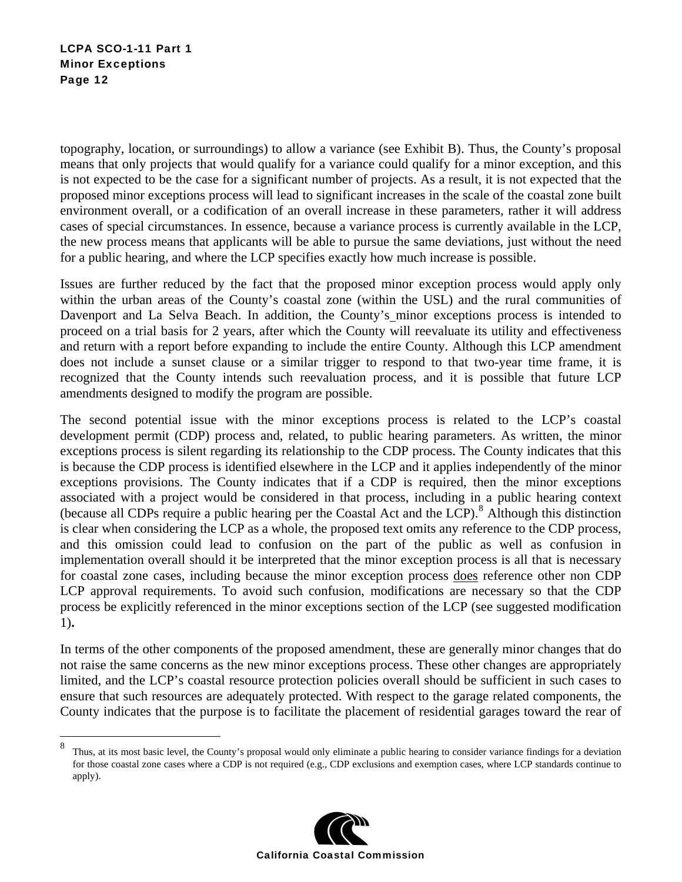topography, location, or surroundings) to allow a variance (see Exhibit B). Thus, the County's proposal means that only projects that would qualify for a variance could qualify for a minor exception, and this is not expected to be the case for a significant number of projects. As a result, it is not expected that the proposed minor exceptions process will lead to significant increases in the scale of the coastal zone built environment overall, or a codification of an overall increase in these parameters, rather it will address cases of special circumstances. In essence, because a variance process is currently available in the LCP, the new process means that applicants will be able to pursue the same deviations, just without the need for a public hearing, and where the LCP specifies exactly how much increase is possible.

Issues are further reduced by the fact that the proposed minor exception process would apply only within the urban areas of the County's coastal zone (within the USL) and the rural communities of Davenport and La Selva Beach. In addition, the County's minor exceptions process is intended to proceed on a trial basis for 2 years, after which the County will reevaluate its utility and effectiveness and return with a report before expanding to include the entire County. Although this LCP amendment does not include a sunset clause or a similar trigger to respond to that two-year time frame, it is recognized that the County intends such reevaluation process, and it is possible that future LCP amendments designed to modify the program are possible.

The second potential issue with the minor exceptions process is related to the LCP's coastal development permit (CDP) process and, related, to public hearing parameters. As written, the minor exceptions process is silent regarding its relationship to the CDP process. The County indicates that this is because the CDP process is identified elsewhere in the LCP and it applies independently of the minor exceptions provisions. The County indicates that if a CDP is required, then the minor exceptions associated with a project would be considered in that process, including in a public hearing context (because all CDPs require a public hearing per the Coastal Act and the LCP).[8] Although this distinction is clear when considering the LCP as a whole, the proposed text omits any reference to the CDP process, and this omission could lead to confusion on the part of the public as well as confusion in implementation overall should it be interpreted that the minor exception process is all that is necessary for coastal zone cases, including because the minor exception process <u>does</u> reference other non CDP LCP approval requirements. To avoid such confusion, modifications are necessary so that the CDP process be explicitly referenced in the minor exceptions section of the LCP (see suggested modification 1)**.**

In terms of the other components of the proposed amendment, these are generally minor changes that do not raise the same concerns as the new minor exceptions process. These other changes are appropriately limited, and the LCP's coastal resource protection policies overall should be sufficient in such cases to ensure that such resources are adequately protected. With respect to the garage related components, the County indicates that the purpose is to facilitate the placement of residential garages toward the rear of

---

[8] Thus, at its most basic level, the County's proposal would only eliminate a public hearing to consider variance findings for a deviation for those coastal zone cases where a CDP is not required (e.g., CDP exclusions and exemption cases, where LCP standards continue to apply).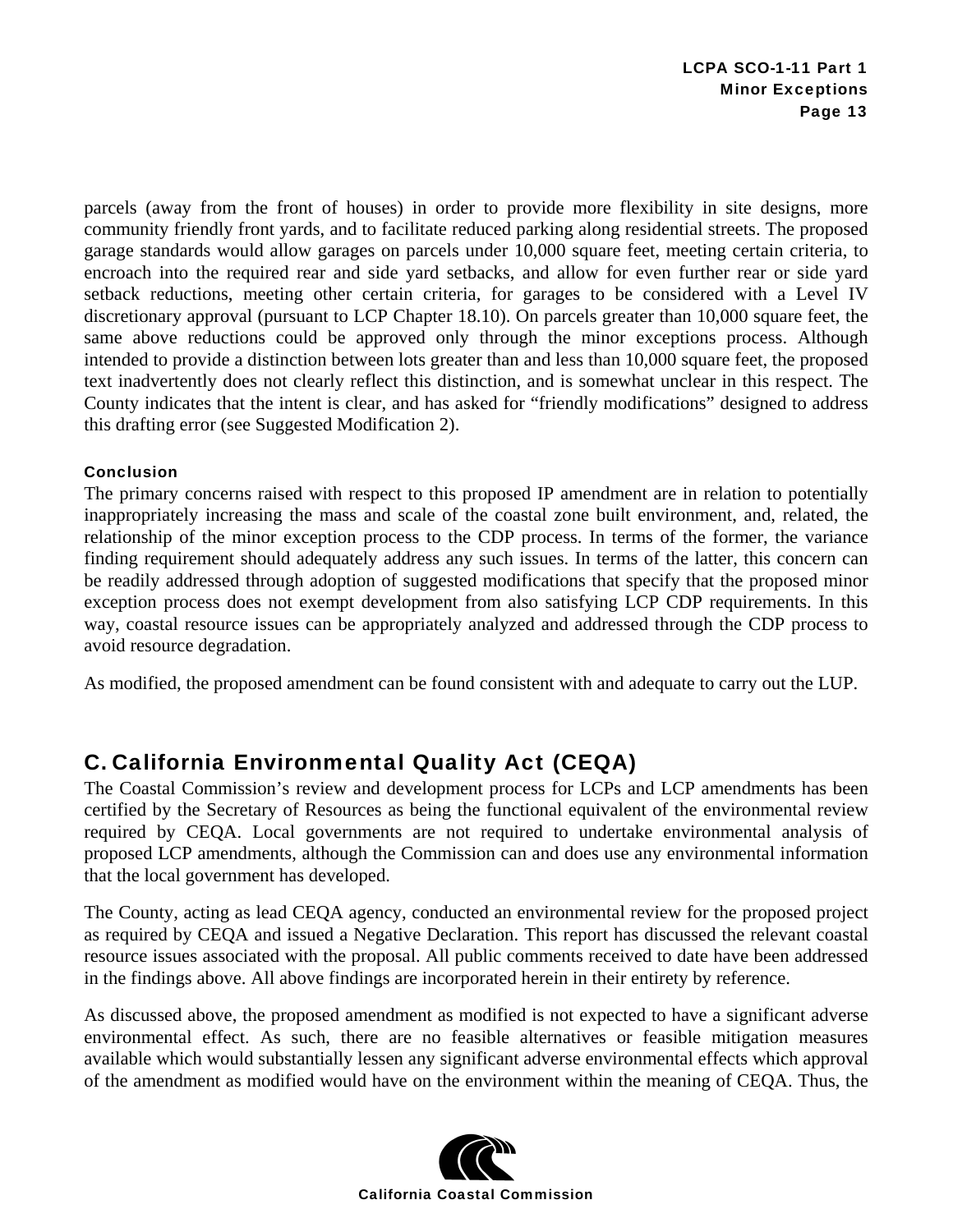parcels (away from the front of houses) in order to provide more flexibility in site designs, more community friendly front yards, and to facilitate reduced parking along residential streets. The proposed garage standards would allow garages on parcels under 10,000 square feet, meeting certain criteria, to encroach into the required rear and side yard setbacks, and allow for even further rear or side yard setback reductions, meeting other certain criteria, for garages to be considered with a Level IV discretionary approval (pursuant to LCP Chapter 18.10). On parcels greater than 10,000 square feet, the same above reductions could be approved only through the minor exceptions process. Although intended to provide a distinction between lots greater than and less than 10,000 square feet, the proposed text inadvertently does not clearly reflect this distinction, and is somewhat unclear in this respect. The County indicates that the intent is clear, and has asked for "friendly modifications" designed to address this drafting error (see Suggested Modification 2).

#### Conclusion

The primary concerns raised with respect to this proposed IP amendment are in relation to potentially inappropriately increasing the mass and scale of the coastal zone built environment, and, related, the relationship of the minor exception process to the CDP process. In terms of the former, the variance finding requirement should adequately address any such issues. In terms of the latter, this concern can be readily addressed through adoption of suggested modifications that specify that the proposed minor exception process does not exempt development from also satisfying LCP CDP requirements. In this way, coastal resource issues can be appropriately analyzed and addressed through the CDP process to avoid resource degradation.

As modified, the proposed amendment can be found consistent with and adequate to carry out the LUP.

## C. California Environmental Quality Act (CEQA)

The Coastal Commission's review and development process for LCPs and LCP amendments has been certified by the Secretary of Resources as being the functional equivalent of the environmental review required by CEQA. Local governments are not required to undertake environmental analysis of proposed LCP amendments, although the Commission can and does use any environmental information that the local government has developed.

The County, acting as lead CEQA agency, conducted an environmental review for the proposed project as required by CEQA and issued a Negative Declaration. This report has discussed the relevant coastal resource issues associated with the proposal. All public comments received to date have been addressed in the findings above. All above findings are incorporated herein in their entirety by reference.

As discussed above, the proposed amendment as modified is not expected to have a significant adverse environmental effect. As such, there are no feasible alternatives or feasible mitigation measures available which would substantially lessen any significant adverse environmental effects which approval of the amendment as modified would have on the environment within the meaning of CEQA. Thus, the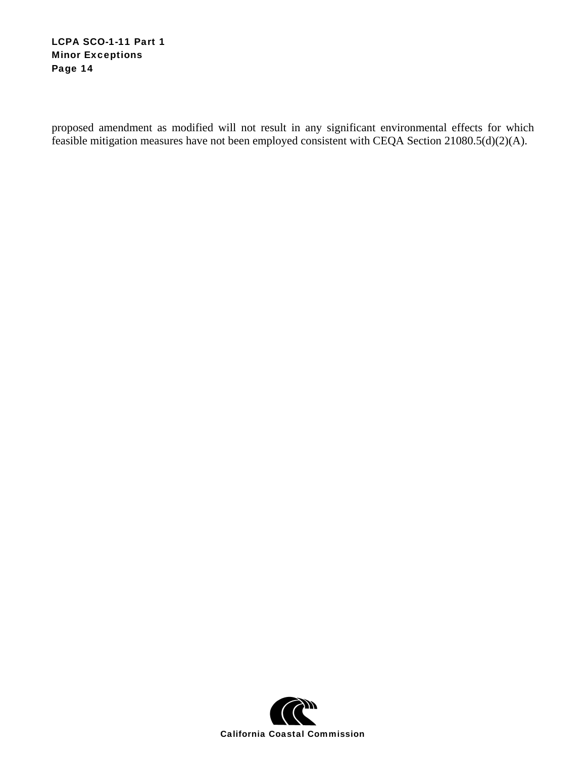proposed amendment as modified will not result in any significant environmental effects for which feasible mitigation measures have not been employed consistent with CEQA Section 21080.5(d)(2)(A).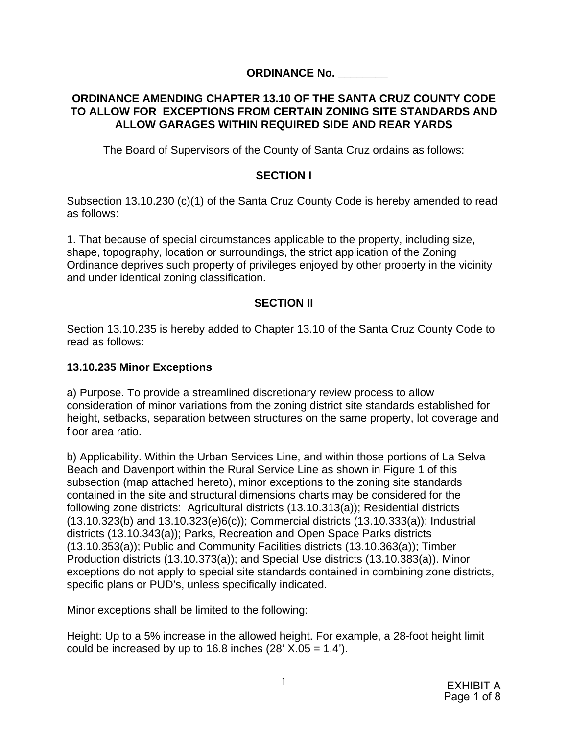**ORDINANCE No. ________**

**ORDINANCE AMENDING CHAPTER 13.10 OF THE SANTA CRUZ COUNTY CODE TO ALLOW FOR EXCEPTIONS FROM CERTAIN ZONING SITE STANDARDS AND ALLOW GARAGES WITHIN REQUIRED SIDE AND REAR YARDS**

The Board of Supervisors of the County of Santa Cruz ordains as follows:

**SECTION I**

Subsection 13.10.230 (c)(1) of the Santa Cruz County Code is hereby amended to read as follows:

1. That because of special circumstances applicable to the property, including size, shape, topography, location or surroundings, the strict application of the Zoning Ordinance deprives such property of privileges enjoyed by other property in the vicinity and under identical zoning classification.

**SECTION II**

Section 13.10.235 is hereby added to Chapter 13.10 of the Santa Cruz County Code to read as follows:

**13.10.235 Minor Exceptions**

a) Purpose. To provide a streamlined discretionary review process to allow consideration of minor variations from the zoning district site standards established for height, setbacks, separation between structures on the same property, lot coverage and floor area ratio.

b) Applicability. Within the Urban Services Line, and within those portions of La Selva Beach and Davenport within the Rural Service Line as shown in Figure 1 of this subsection (map attached hereto), minor exceptions to the zoning site standards contained in the site and structural dimensions charts may be considered for the following zone districts: Agricultural districts (13.10.313(a)); Residential districts (13.10.323(b) and 13.10.323(e)6(c)); Commercial districts (13.10.333(a)); Industrial districts (13.10.343(a)); Parks, Recreation and Open Space Parks districts (13.10.353(a)); Public and Community Facilities districts (13.10.363(a)); Timber Production districts (13.10.373(a)); and Special Use districts (13.10.383(a)). Minor exceptions do not apply to special site standards contained in combining zone districts, specific plans or PUD's, unless specifically indicated.

Minor exceptions shall be limited to the following:

Height: Up to a 5% increase in the allowed height. For example, a 28-foot height limit could be increased by up to 16.8 inches (28' X.05 = 1.4').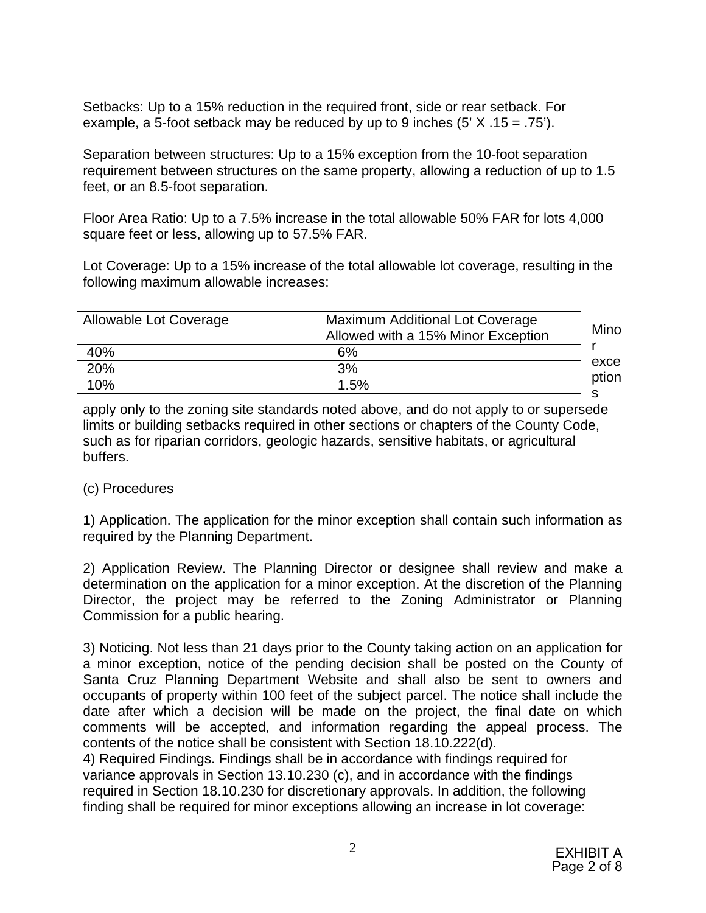Setbacks: Up to a 15% reduction in the required front, side or rear setback. For example, a 5-foot setback may be reduced by up to 9 inches (5' X .15 = .75').

Separation between structures: Up to a 15% exception from the 10-foot separation requirement between structures on the same property, allowing a reduction of up to 1.5 feet, or an 8.5-foot separation.

Floor Area Ratio: Up to a 7.5% increase in the total allowable 50% FAR for lots 4,000 square feet or less, allowing up to 57.5% FAR.

Lot Coverage: Up to a 15% increase of the total allowable lot coverage, resulting in the following maximum allowable increases:

| Allowable Lot Coverage | Maximum Additional Lot Coverage Allowed with a 15% Minor Exception |
|---|---|
| 40% | 6% |
| 20% | 3% |
| 10% | 1.5% |

Minor exceptions apply only to the zoning site standards noted above, and do not apply to or supersede limits or building setbacks required in other sections or chapters of the County Code, such as for riparian corridors, geologic hazards, sensitive habitats, or agricultural buffers.

(c) Procedures

1) Application. The application for the minor exception shall contain such information as required by the Planning Department.

2) Application Review. The Planning Director or designee shall review and make a determination on the application for a minor exception. At the discretion of the Planning Director, the project may be referred to the Zoning Administrator or Planning Commission for a public hearing.

3) Noticing. Not less than 21 days prior to the County taking action on an application for a minor exception, notice of the pending decision shall be posted on the County of Santa Cruz Planning Department Website and shall also be sent to owners and occupants of property within 100 feet of the subject parcel. The notice shall include the date after which a decision will be made on the project, the final date on which comments will be accepted, and information regarding the appeal process. The contents of the notice shall be consistent with Section 18.10.222(d).

4) Required Findings. Findings shall be in accordance with findings required for variance approvals in Section 13.10.230 (c), and in accordance with the findings required in Section 18.10.230 for discretionary approvals. In addition, the following finding shall be required for minor exceptions allowing an increase in lot coverage: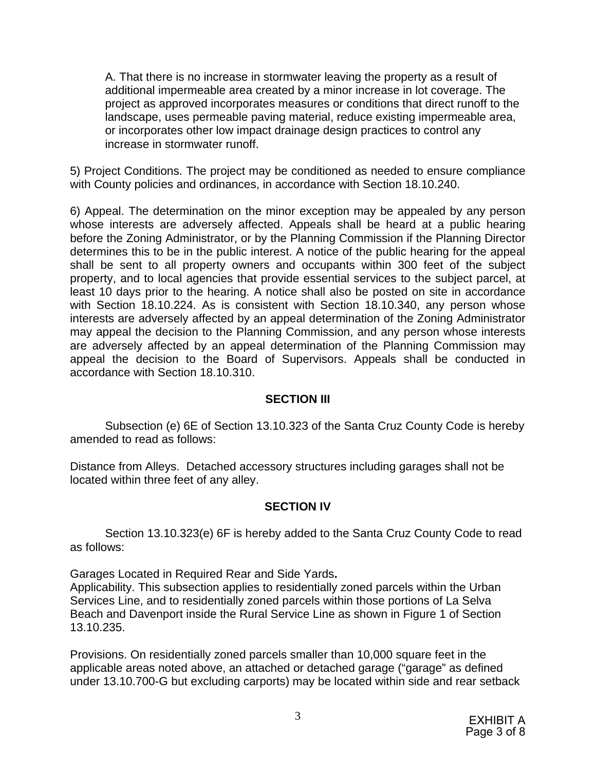A. That there is no increase in stormwater leaving the property as a result of additional impermeable area created by a minor increase in lot coverage. The project as approved incorporates measures or conditions that direct runoff to the landscape, uses permeable paving material, reduce existing impermeable area, or incorporates other low impact drainage design practices to control any increase in stormwater runoff.

5) Project Conditions. The project may be conditioned as needed to ensure compliance with County policies and ordinances, in accordance with Section 18.10.240.

6) Appeal. The determination on the minor exception may be appealed by any person whose interests are adversely affected. Appeals shall be heard at a public hearing before the Zoning Administrator, or by the Planning Commission if the Planning Director determines this to be in the public interest. A notice of the public hearing for the appeal shall be sent to all property owners and occupants within 300 feet of the subject property, and to local agencies that provide essential services to the subject parcel, at least 10 days prior to the hearing. A notice shall also be posted on site in accordance with Section 18.10.224. As is consistent with Section 18.10.340, any person whose interests are adversely affected by an appeal determination of the Zoning Administrator may appeal the decision to the Planning Commission, and any person whose interests are adversely affected by an appeal determination of the Planning Commission may appeal the decision to the Board of Supervisors. Appeals shall be conducted in accordance with Section 18.10.310.

## SECTION III

Subsection (e) 6E of Section 13.10.323 of the Santa Cruz County Code is hereby amended to read as follows:

Distance from Alleys. Detached accessory structures including garages shall not be located within three feet of any alley.

## SECTION IV

Section 13.10.323(e) 6F is hereby added to the Santa Cruz County Code to read as follows:

Garages Located in Required Rear and Side Yards**.**
Applicability. This subsection applies to residentially zoned parcels within the Urban Services Line, and to residentially zoned parcels within those portions of La Selva Beach and Davenport inside the Rural Service Line as shown in Figure 1 of Section 13.10.235.

Provisions. On residentially zoned parcels smaller than 10,000 square feet in the applicable areas noted above, an attached or detached garage ("garage" as defined under 13.10.700-G but excluding carports) may be located within side and rear setback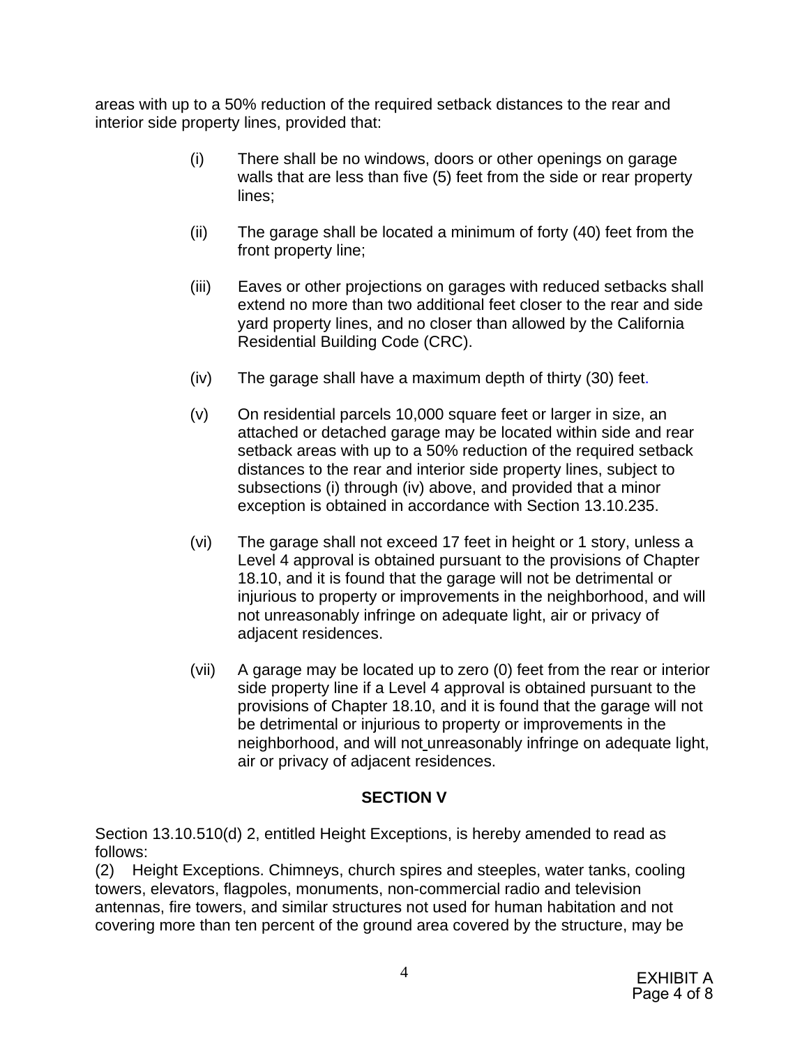areas with up to a 50% reduction of the required setback distances to the rear and interior side property lines, provided that:

(i) There shall be no windows, doors or other openings on garage walls that are less than five (5) feet from the side or rear property lines;

(ii) The garage shall be located a minimum of forty (40) feet from the front property line;

(iii) Eaves or other projections on garages with reduced setbacks shall extend no more than two additional feet closer to the rear and side yard property lines, and no closer than allowed by the California Residential Building Code (CRC).

(iv) The garage shall have a maximum depth of thirty (30) feet.

(v) On residential parcels 10,000 square feet or larger in size, an attached or detached garage may be located within side and rear setback areas with up to a 50% reduction of the required setback distances to the rear and interior side property lines, subject to subsections (i) through (iv) above, and provided that a minor exception is obtained in accordance with Section 13.10.235.

(vi) The garage shall not exceed 17 feet in height or 1 story, unless a Level 4 approval is obtained pursuant to the provisions of Chapter 18.10, and it is found that the garage will not be detrimental or injurious to property or improvements in the neighborhood, and will not unreasonably infringe on adequate light, air or privacy of adjacent residences.

(vii) A garage may be located up to zero (0) feet from the rear or interior side property line if a Level 4 approval is obtained pursuant to the provisions of Chapter 18.10, and it is found that the garage will not be detrimental or injurious to property or improvements in the neighborhood, and will not unreasonably infringe on adequate light, air or privacy of adjacent residences.

## SECTION V

Section 13.10.510(d) 2, entitled Height Exceptions, is hereby amended to read as follows:

(2) Height Exceptions. Chimneys, church spires and steeples, water tanks, cooling towers, elevators, flagpoles, monuments, non-commercial radio and television antennas, fire towers, and similar structures not used for human habitation and not covering more than ten percent of the ground area covered by the structure, may be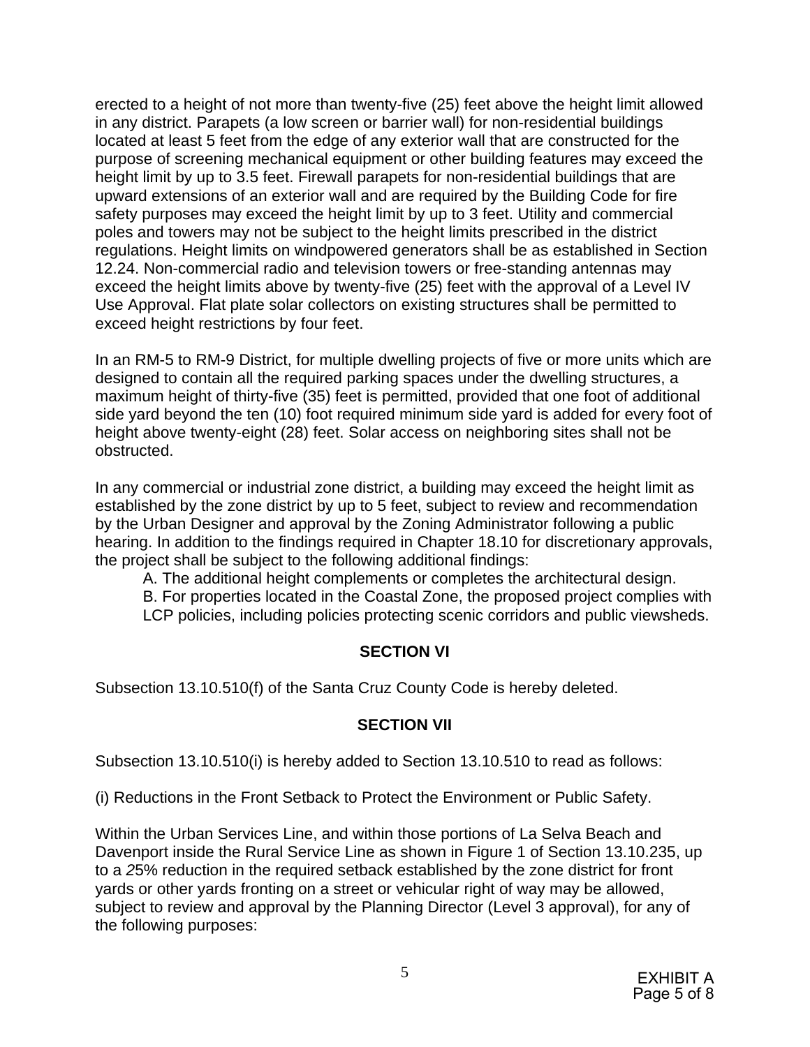erected to a height of not more than twenty-five (25) feet above the height limit allowed in any district. Parapets (a low screen or barrier wall) for non-residential buildings located at least 5 feet from the edge of any exterior wall that are constructed for the purpose of screening mechanical equipment or other building features may exceed the height limit by up to 3.5 feet. Firewall parapets for non-residential buildings that are upward extensions of an exterior wall and are required by the Building Code for fire safety purposes may exceed the height limit by up to 3 feet. Utility and commercial poles and towers may not be subject to the height limits prescribed in the district regulations. Height limits on windpowered generators shall be as established in Section 12.24. Non-commercial radio and television towers or free-standing antennas may exceed the height limits above by twenty-five (25) feet with the approval of a Level IV Use Approval. Flat plate solar collectors on existing structures shall be permitted to exceed height restrictions by four feet.

In an RM-5 to RM-9 District, for multiple dwelling projects of five or more units which are designed to contain all the required parking spaces under the dwelling structures, a maximum height of thirty-five (35) feet is permitted, provided that one foot of additional side yard beyond the ten (10) foot required minimum side yard is added for every foot of height above twenty-eight (28) feet. Solar access on neighboring sites shall not be obstructed.

In any commercial or industrial zone district, a building may exceed the height limit as established by the zone district by up to 5 feet, subject to review and recommendation by the Urban Designer and approval by the Zoning Administrator following a public hearing. In addition to the findings required in Chapter 18.10 for discretionary approvals, the project shall be subject to the following additional findings:

A. The additional height complements or completes the architectural design.

B. For properties located in the Coastal Zone, the proposed project complies with LCP policies, including policies protecting scenic corridors and public viewsheds.

**SECTION VI**

Subsection 13.10.510(f) of the Santa Cruz County Code is hereby deleted.

**SECTION VII**

Subsection 13.10.510(i) is hereby added to Section 13.10.510 to read as follows:

(i) Reductions in the Front Setback to Protect the Environment or Public Safety.

Within the Urban Services Line, and within those portions of La Selva Beach and Davenport inside the Rural Service Line as shown in Figure 1 of Section 13.10.235, up to a *25%* reduction in the required setback established by the zone district for front yards or other yards fronting on a street or vehicular right of way may be allowed, subject to review and approval by the Planning Director (Level 3 approval), for any of the following purposes: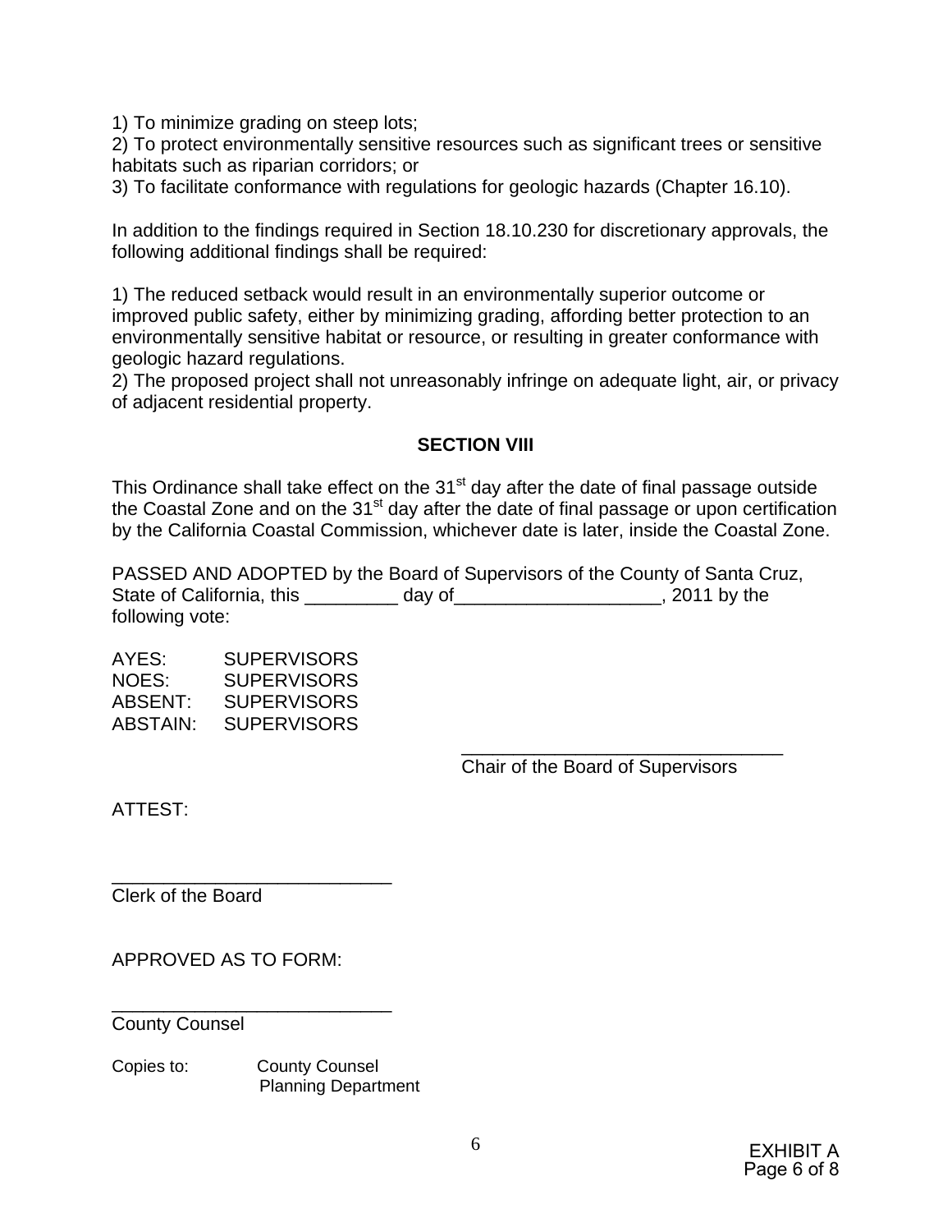1) To minimize grading on steep lots;
2) To protect environmentally sensitive resources such as significant trees or sensitive habitats such as riparian corridors; or
3) To facilitate conformance with regulations for geologic hazards (Chapter 16.10).

In addition to the findings required in Section 18.10.230 for discretionary approvals, the following additional findings shall be required:

1) The reduced setback would result in an environmentally superior outcome or improved public safety, either by minimizing grading, affording better protection to an environmentally sensitive habitat or resource, or resulting in greater conformance with geologic hazard regulations.
2) The proposed project shall not unreasonably infringe on adequate light, air, or privacy of adjacent residential property.

**SECTION VIII**

This Ordinance shall take effect on the 31st day after the date of final passage outside the Coastal Zone and on the 31st day after the date of final passage or upon certification by the California Coastal Commission, whichever date is later, inside the Coastal Zone.

PASSED AND ADOPTED by the Board of Supervisors of the County of Santa Cruz, State of California, this _________ day of____________________, 2011 by the following vote:

AYES: SUPERVISORS
NOES: SUPERVISORS
ABSENT: SUPERVISORS
ABSTAIN: SUPERVISORS

________________________________
Chair of the Board of Supervisors

ATTEST:

___________________________
Clerk of the Board

APPROVED AS TO FORM:

___________________________
County Counsel

Copies to: County Counsel
Planning Department

EXHIBIT A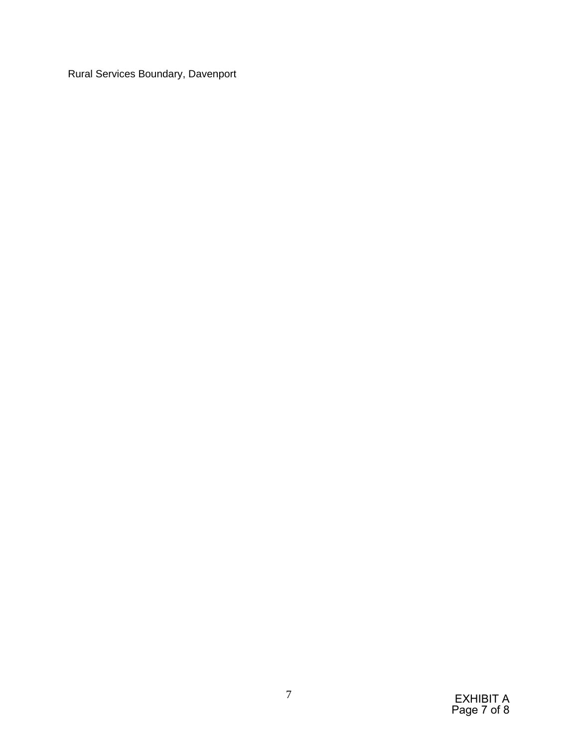Rural Services Boundary, Davenport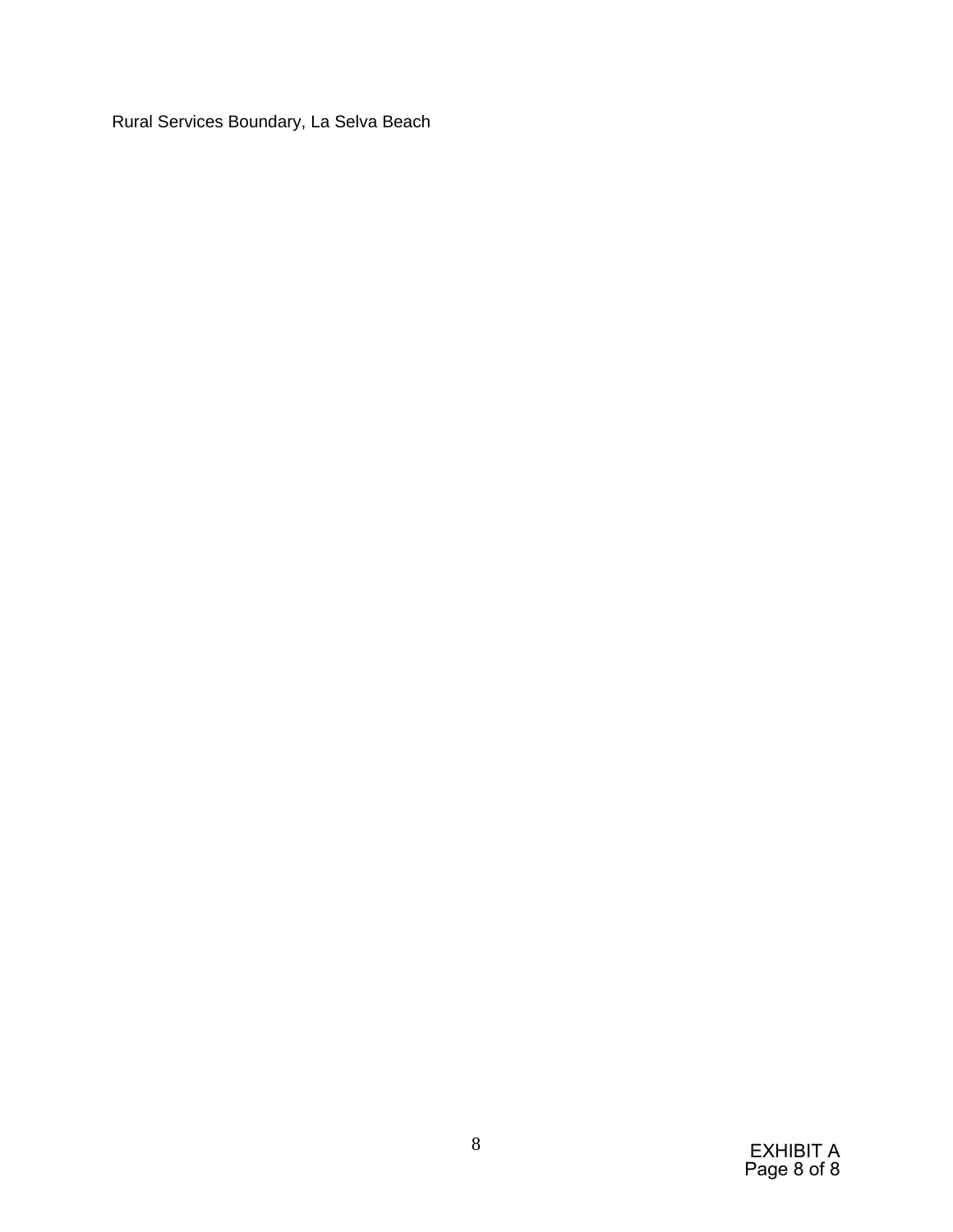Rural Services Boundary, La Selva Beach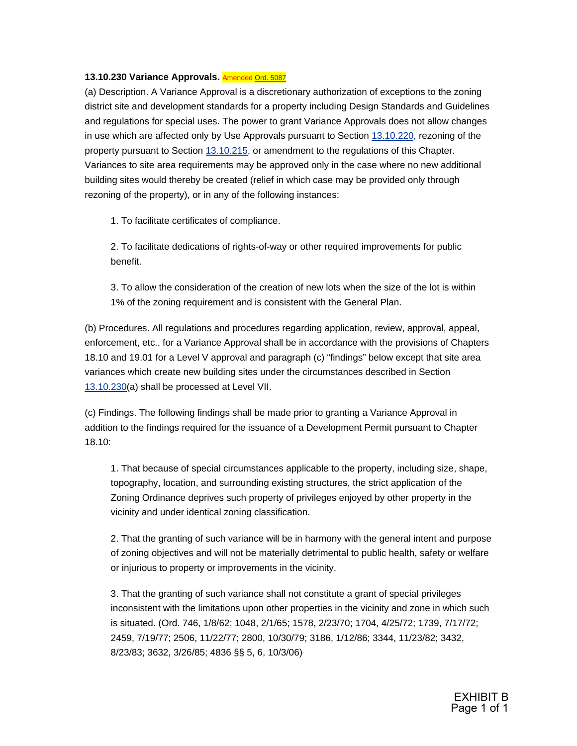**13.10.230 Variance Approvals.** Amended Ord. 5087

(a) Description. A Variance Approval is a discretionary authorization of exceptions to the zoning district site and development standards for a property including Design Standards and Guidelines and regulations for special uses. The power to grant Variance Approvals does not allow changes in use which are affected only by Use Approvals pursuant to Section 13.10.220, rezoning of the property pursuant to Section 13.10.215, or amendment to the regulations of this Chapter. Variances to site area requirements may be approved only in the case where no new additional building sites would thereby be created (relief in which case may be provided only through rezoning of the property), or in any of the following instances:

1. To facilitate certificates of compliance.

2. To facilitate dedications of rights-of-way or other required improvements for public benefit.

3. To allow the consideration of the creation of new lots when the size of the lot is within 1% of the zoning requirement and is consistent with the General Plan.

(b) Procedures. All regulations and procedures regarding application, review, approval, appeal, enforcement, etc., for a Variance Approval shall be in accordance with the provisions of Chapters 18.10 and 19.01 for a Level V approval and paragraph (c) "findings" below except that site area variances which create new building sites under the circumstances described in Section 13.10.230(a) shall be processed at Level VII.

(c) Findings. The following findings shall be made prior to granting a Variance Approval in addition to the findings required for the issuance of a Development Permit pursuant to Chapter 18.10:

1. That because of special circumstances applicable to the property, including size, shape, topography, location, and surrounding existing structures, the strict application of the Zoning Ordinance deprives such property of privileges enjoyed by other property in the vicinity and under identical zoning classification.

2. That the granting of such variance will be in harmony with the general intent and purpose of zoning objectives and will not be materially detrimental to public health, safety or welfare or injurious to property or improvements in the vicinity.

3. That the granting of such variance shall not constitute a grant of special privileges inconsistent with the limitations upon other properties in the vicinity and zone in which such is situated. (Ord. 746, 1/8/62; 1048, 2/1/65; 1578, 2/23/70; 1704, 4/25/72; 1739, 7/17/72; 2459, 7/19/77; 2506, 11/22/77; 2800, 10/30/79; 3186, 1/12/86; 3344, 11/23/82; 3432, 8/23/83; 3632, 3/26/85; 4836 §§ 5, 6, 10/3/06)

EXHIBIT B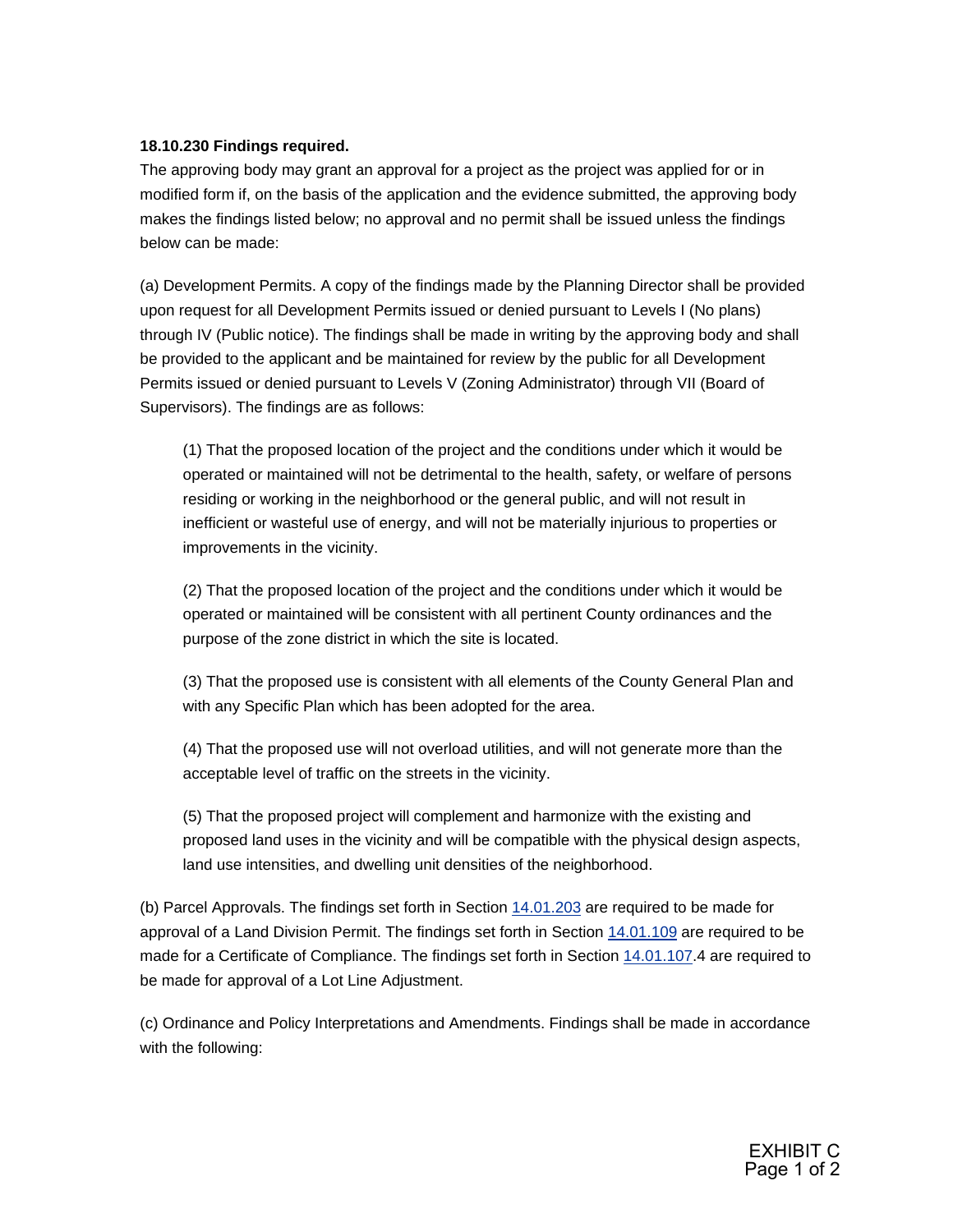**18.10.230 Findings required.**

The approving body may grant an approval for a project as the project was applied for or in modified form if, on the basis of the application and the evidence submitted, the approving body makes the findings listed below; no approval and no permit shall be issued unless the findings below can be made:

(a) Development Permits. A copy of the findings made by the Planning Director shall be provided upon request for all Development Permits issued or denied pursuant to Levels I (No plans) through IV (Public notice). The findings shall be made in writing by the approving body and shall be provided to the applicant and be maintained for review by the public for all Development Permits issued or denied pursuant to Levels V (Zoning Administrator) through VII (Board of Supervisors). The findings are as follows:

(1) That the proposed location of the project and the conditions under which it would be operated or maintained will not be detrimental to the health, safety, or welfare of persons residing or working in the neighborhood or the general public, and will not result in inefficient or wasteful use of energy, and will not be materially injurious to properties or improvements in the vicinity.

(2) That the proposed location of the project and the conditions under which it would be operated or maintained will be consistent with all pertinent County ordinances and the purpose of the zone district in which the site is located.

(3) That the proposed use is consistent with all elements of the County General Plan and with any Specific Plan which has been adopted for the area.

(4) That the proposed use will not overload utilities, and will not generate more than the acceptable level of traffic on the streets in the vicinity.

(5) That the proposed project will complement and harmonize with the existing and proposed land uses in the vicinity and will be compatible with the physical design aspects, land use intensities, and dwelling unit densities of the neighborhood.

(b) Parcel Approvals. The findings set forth in Section 14.01.203 are required to be made for approval of a Land Division Permit. The findings set forth in Section 14.01.109 are required to be made for a Certificate of Compliance. The findings set forth in Section 14.01.107.4 are required to be made for approval of a Lot Line Adjustment.

(c) Ordinance and Policy Interpretations and Amendments. Findings shall be made in accordance with the following:

EXHIBIT C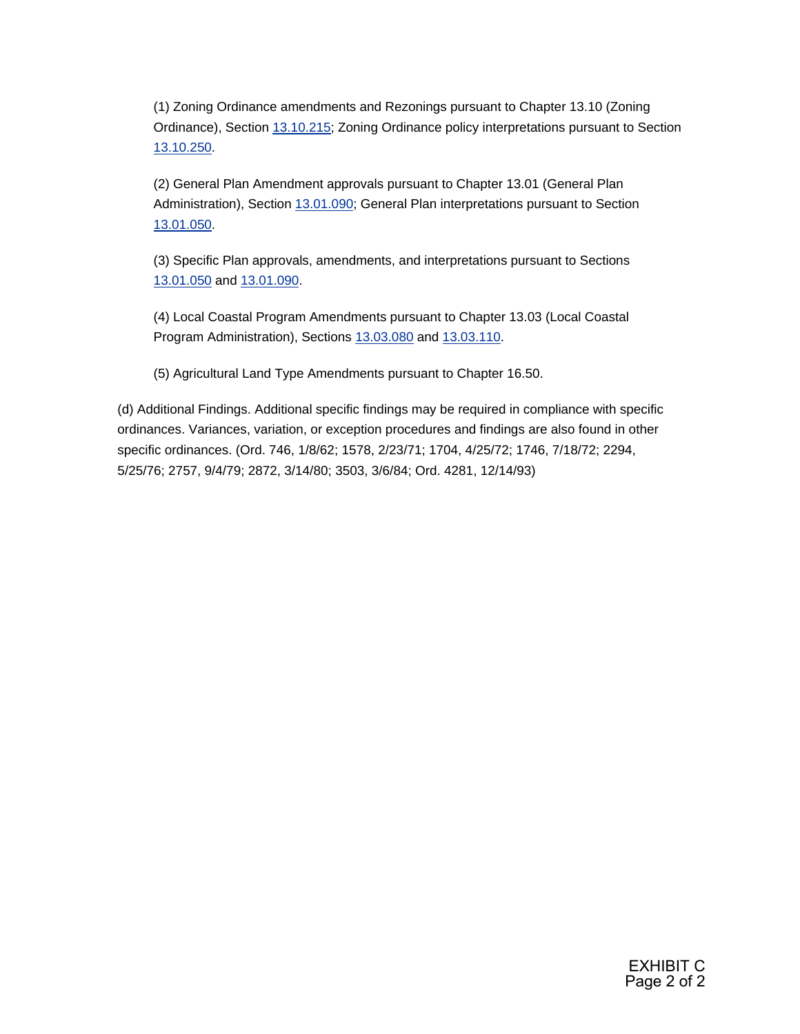(1) Zoning Ordinance amendments and Rezonings pursuant to Chapter 13.10 (Zoning Ordinance), Section 13.10.215; Zoning Ordinance policy interpretations pursuant to Section 13.10.250.

(2) General Plan Amendment approvals pursuant to Chapter 13.01 (General Plan Administration), Section 13.01.090; General Plan interpretations pursuant to Section 13.01.050.

(3) Specific Plan approvals, amendments, and interpretations pursuant to Sections 13.01.050 and 13.01.090.

(4) Local Coastal Program Amendments pursuant to Chapter 13.03 (Local Coastal Program Administration), Sections 13.03.080 and 13.03.110.

(5) Agricultural Land Type Amendments pursuant to Chapter 16.50.

(d) Additional Findings. Additional specific findings may be required in compliance with specific ordinances. Variances, variation, or exception procedures and findings are also found in other specific ordinances. (Ord. 746, 1/8/62; 1578, 2/23/71; 1704, 4/25/72; 1746, 7/18/72; 2294, 5/25/76; 2757, 9/4/79; 2872, 3/14/80; 3503, 3/6/84; Ord. 4281, 12/14/93)

EXHIBIT C